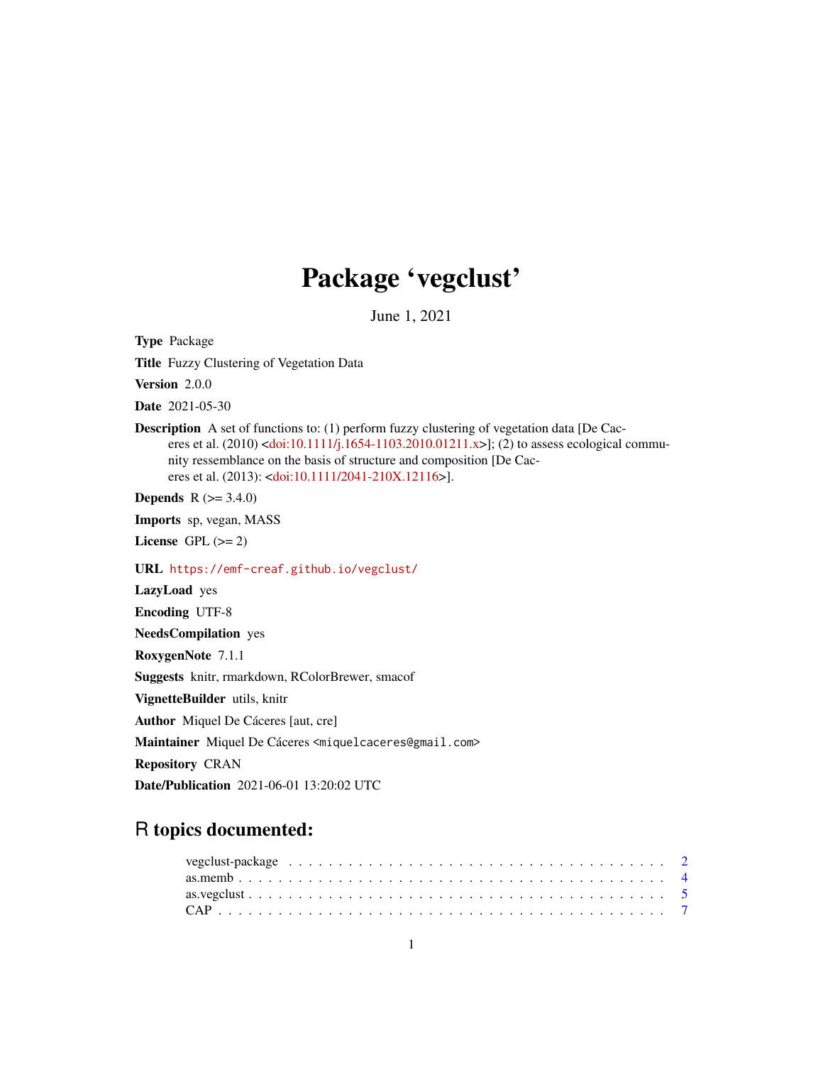# Package 'vegclust'

June 1, 2021

**Type** Package

**Title** Fuzzy Clustering of Vegetation Data

**Version** 2.0.0

**Date** 2021-05-30

**Description** A set of functions to: (1) perform fuzzy clustering of vegetation data [De Caceres et al. (2010) <doi:10.1111/j.1654-1103.2010.01211.x>]; (2) to assess ecological community ressemblance on the basis of structure and composition [De Caceres et al. (2013): <doi:10.1111/2041-210X.12116>].

**Depends** R (>= 3.4.0)

**Imports** sp, vegan, MASS

**License** GPL (>= 2)

**URL** https://emf-creaf.github.io/vegclust/

**LazyLoad** yes

**Encoding** UTF-8

**NeedsCompilation** yes

**RoxygenNote** 7.1.1

**Suggests** knitr, rmarkdown, RColorBrewer, smacof

**VignetteBuilder** utils, knitr

**Author** Miquel De Cáceres [aut, cre]

**Maintainer** Miquel De Cáceres <miquelcaceres@gmail.com>

**Repository** CRAN

**Date/Publication** 2021-06-01 13:20:02 UTC

## R topics documented:

| | |
|---|---|
| vegclust-package | 2 |
| as.memb | 4 |
| as.vegclust | 5 |
| CAP | 7 |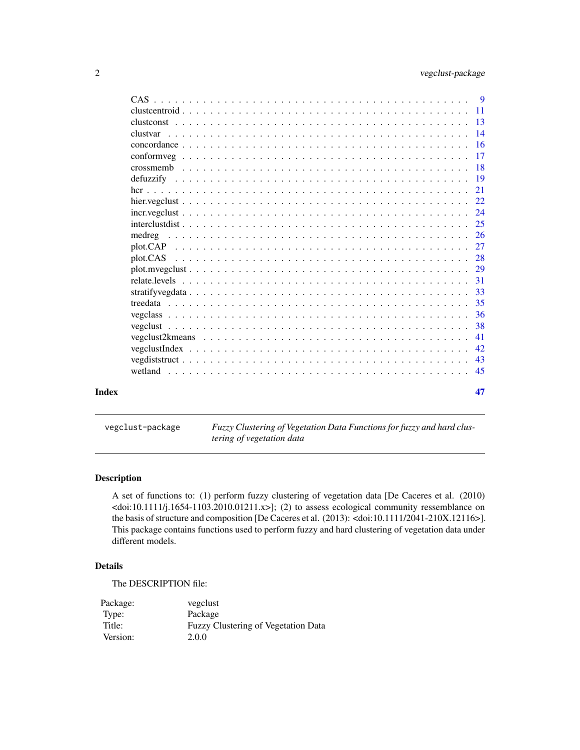CAS . . . . . . . . . . . . . . . . . . . . . . . . . . . . . . . . . . . . . . . . . . 9
clustcentroid . . . . . . . . . . . . . . . . . . . . . . . . . . . . . . . . . . . . . . 11
clustconst . . . . . . . . . . . . . . . . . . . . . . . . . . . . . . . . . . . . . . . 13
clustvar . . . . . . . . . . . . . . . . . . . . . . . . . . . . . . . . . . . . . . . . 14
concordance . . . . . . . . . . . . . . . . . . . . . . . . . . . . . . . . . . . . . . 16
conformveg . . . . . . . . . . . . . . . . . . . . . . . . . . . . . . . . . . . . . . . 17
crossmemb . . . . . . . . . . . . . . . . . . . . . . . . . . . . . . . . . . . . . . . 18
defuzzify . . . . . . . . . . . . . . . . . . . . . . . . . . . . . . . . . . . . . . . . 19
hcr . . . . . . . . . . . . . . . . . . . . . . . . . . . . . . . . . . . . . . . . . . . 21
hier.vegclust . . . . . . . . . . . . . . . . . . . . . . . . . . . . . . . . . . . . . . 22
incr.vegclust . . . . . . . . . . . . . . . . . . . . . . . . . . . . . . . . . . . . . . 24
interclustdist . . . . . . . . . . . . . . . . . . . . . . . . . . . . . . . . . . . . . . 25
medreg . . . . . . . . . . . . . . . . . . . . . . . . . . . . . . . . . . . . . . . . . 26
plot.CAP . . . . . . . . . . . . . . . . . . . . . . . . . . . . . . . . . . . . . . . . 27
plot.CAS . . . . . . . . . . . . . . . . . . . . . . . . . . . . . . . . . . . . . . . . 28
plot.mvegclust . . . . . . . . . . . . . . . . . . . . . . . . . . . . . . . . . . . . . 29
relate.levels . . . . . . . . . . . . . . . . . . . . . . . . . . . . . . . . . . . . . . 31
stratifyvegdata . . . . . . . . . . . . . . . . . . . . . . . . . . . . . . . . . . . . . 33
treedata . . . . . . . . . . . . . . . . . . . . . . . . . . . . . . . . . . . . . . . . 35
vegclass . . . . . . . . . . . . . . . . . . . . . . . . . . . . . . . . . . . . . . . . 36
vegclust . . . . . . . . . . . . . . . . . . . . . . . . . . . . . . . . . . . . . . . . 38
vegclust2kmeans . . . . . . . . . . . . . . . . . . . . . . . . . . . . . . . . . . . . 41
vegclustIndex . . . . . . . . . . . . . . . . . . . . . . . . . . . . . . . . . . . . . . 42
vegdiststruct . . . . . . . . . . . . . . . . . . . . . . . . . . . . . . . . . . . . . . 43
wetland . . . . . . . . . . . . . . . . . . . . . . . . . . . . . . . . . . . . . . . . . 45

**Index** **47**

---

`vegclust-package` *Fuzzy Clustering of Vegetation Data Functions for fuzzy and hard clustering of vegetation data*

---

## Description

A set of functions to: (1) perform fuzzy clustering of vegetation data [De Caceres et al. (2010) <doi:10.1111/j.1654-1103.2010.01211.x>]; (2) to assess ecological community ressemblance on the basis of structure and composition [De Caceres et al. (2013): <doi:10.1111/2041-210X.12116>]. This package contains functions used to perform fuzzy and hard clustering of vegetation data under different models.

## Details

The DESCRIPTION file:

| | |
|---|---|
| Package: | vegclust |
| Type: | Package |
| Title: | Fuzzy Clustering of Vegetation Data |
| Version: | 2.0.0 |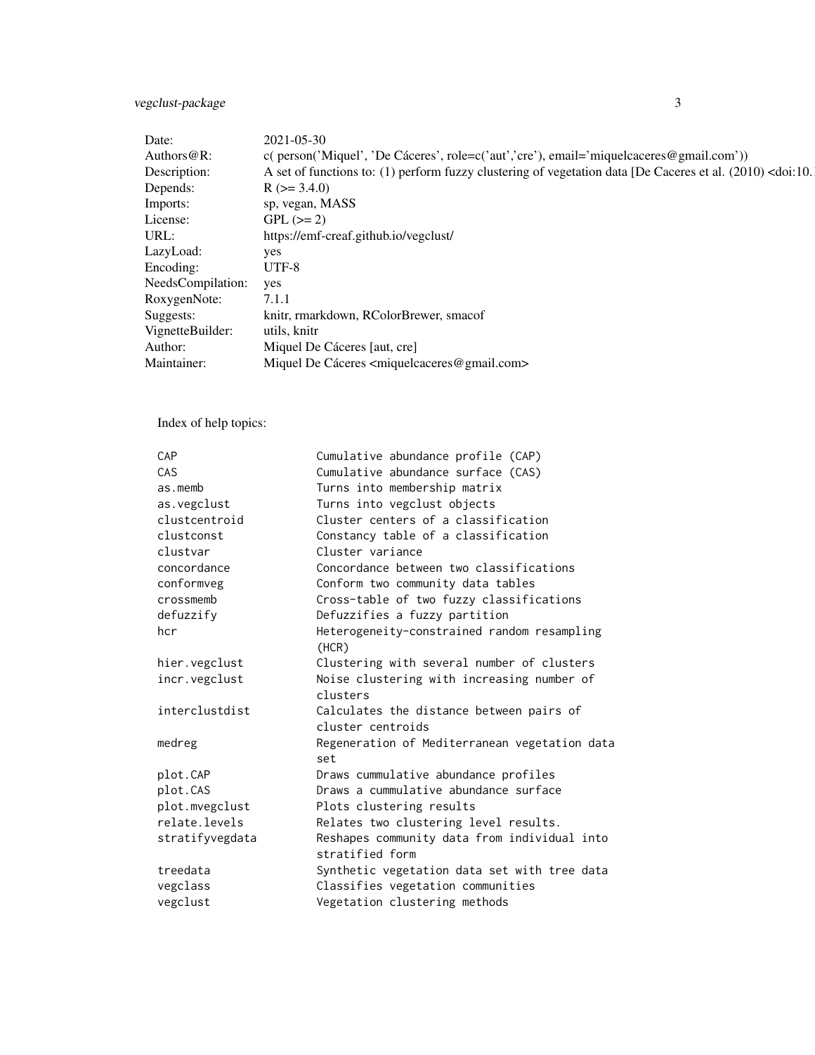| | |
|---|---|
| Date: | 2021-05-30 |
| Authors@R: | c( person('Miquel', 'De Cáceres', role=c('aut','cre'), email='miquelcaceres@gmail.com')) |
| Description: | A set of functions to: (1) perform fuzzy clustering of vegetation data [De Caceres et al. (2010) <doi:10. |
| Depends: | R (>= 3.4.0) |
| Imports: | sp, vegan, MASS |
| License: | GPL (>= 2) |
| URL: | https://emf-creaf.github.io/vegclust/ |
| LazyLoad: | yes |
| Encoding: | UTF-8 |
| NeedsCompilation: | yes |
| RoxygenNote: | 7.1.1 |
| Suggests: | knitr, rmarkdown, RColorBrewer, smacof |
| VignetteBuilder: | utils, knitr |
| Author: | Miquel De Cáceres [aut, cre] |
| Maintainer: | Miquel De Cáceres <miquelcaceres@gmail.com> |

Index of help topics:

```
CAP                     Cumulative abundance profile (CAP)
CAS                     Cumulative abundance surface (CAS)
as.memb                 Turns into membership matrix
as.vegclust             Turns into vegclust objects
clustcentroid           Cluster centers of a classification
clustconst              Constancy table of a classification
clustvar                Cluster variance
concordance             Concordance between two classifications
conformveg              Conform two community data tables
crossmemb               Cross-table of two fuzzy classifications
defuzzify               Defuzzifies a fuzzy partition
hcr                     Heterogeneity-constrained random resampling
                        (HCR)
hier.vegclust           Clustering with several number of clusters
incr.vegclust           Noise clustering with increasing number of
                        clusters
interclustdist          Calculates the distance between pairs of
                        cluster centroids
medreg                  Regeneration of Mediterranean vegetation data
                        set
plot.CAP                Draws cummulative abundance profiles
plot.CAS                Draws a cummulative abundance surface
plot.mvegclust          Plots clustering results
relate.levels           Relates two clustering level results.
stratifyvegdata         Reshapes community data from individual into
                        stratified form
treedata                Synthetic vegetation data set with tree data
vegclass                Classifies vegetation communities
vegclust                Vegetation clustering methods
```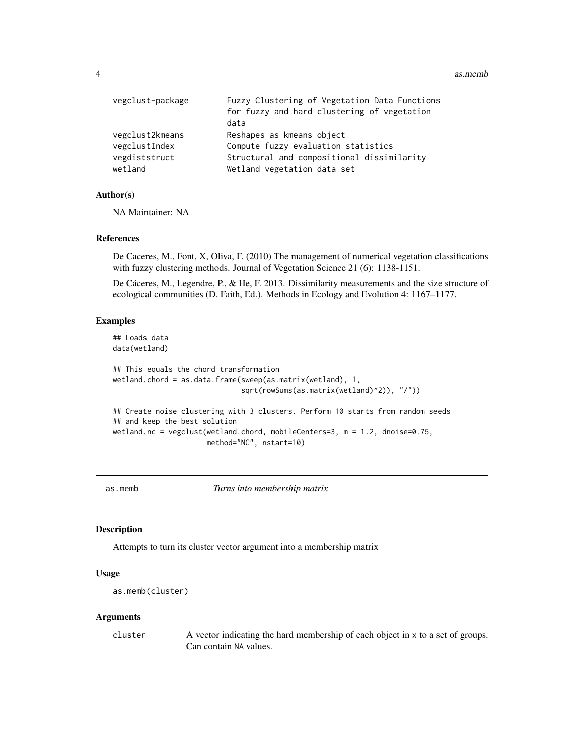| | |
|---|---|
| vegclust-package | Fuzzy Clustering of Vegetation Data Functions for fuzzy and hard clustering of vegetation data |
| vegclust2kmeans | Reshapes as kmeans object |
| vegclustIndex | Compute fuzzy evaluation statistics |
| vegdiststruct | Structural and compositional dissimilarity |
| wetland | Wetland vegetation data set |

### Author(s)

NA Maintainer: NA

### References

De Caceres, M., Font, X, Oliva, F. (2010) The management of numerical vegetation classifications with fuzzy clustering methods. Journal of Vegetation Science 21 (6): 1138-1151.

De Cáceres, M., Legendre, P., & He, F. 2013. Dissimilarity measurements and the size structure of ecological communities (D. Faith, Ed.). Methods in Ecology and Evolution 4: 1167–1177.

### Examples

```
## Loads data
data(wetland)

## This equals the chord transformation
wetland.chord = as.data.frame(sweep(as.matrix(wetland), 1,
                              sqrt(rowSums(as.matrix(wetland)^2)), "/"))

## Create noise clustering with 3 clusters. Perform 10 starts from random seeds
## and keep the best solution
wetland.nc = vegclust(wetland.chord, mobileCenters=3, m = 1.2, dnoise=0.75,
                      method="NC", nstart=10)
```

## as.memb *Turns into membership matrix*

### Description

Attempts to turn its cluster vector argument into a membership matrix

### Usage

```
as.memb(cluster)
```

### Arguments

| | |
|---|---|
| cluster | A vector indicating the hard membership of each object in x to a set of groups. Can contain NA values. |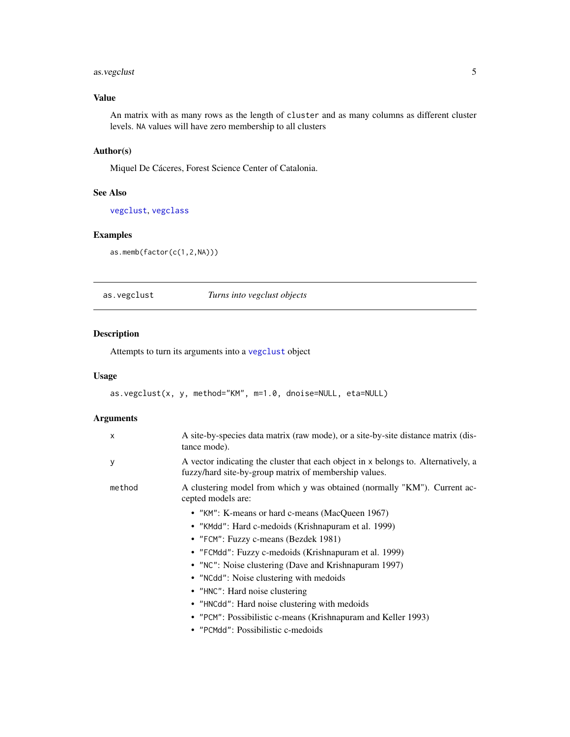## Value

An matrix with as many rows as the length of `cluster` and as many columns as different cluster levels. `NA` values will have zero membership to all clusters

## Author(s)

Miquel De Cáceres, Forest Science Center of Catalonia.

## See Also

`vegclust`, `vegclass`

## Examples

```
as.memb(factor(c(1,2,NA)))
```

---

# as.vegclust — *Turns into vegclust objects*

## Description

Attempts to turn its arguments into a `vegclust` object

## Usage

```
as.vegclust(x, y, method="KM", m=1.0, dnoise=NULL, eta=NULL)
```

## Arguments

| | |
|---|---|
| `x` | A site-by-species data matrix (raw mode), or a site-by-site distance matrix (distance mode). |
| `y` | A vector indicating the cluster that each object in `x` belongs to. Alternatively, a fuzzy/hard site-by-group matrix of membership values. |
| `method` | A clustering model from which `y` was obtained (normally "KM"). Current accepted models are: |

- `"KM"`: K-means or hard c-means (MacQueen 1967)
- `"KMdd"`: Hard c-medoids (Krishnapuram et al. 1999)
- `"FCM"`: Fuzzy c-means (Bezdek 1981)
- `"FCMdd"`: Fuzzy c-medoids (Krishnapuram et al. 1999)
- `"NC"`: Noise clustering (Dave and Krishnapuram 1997)
- `"NCdd"`: Noise clustering with medoids
- `"HNC"`: Hard noise clustering
- `"HNCdd"`: Hard noise clustering with medoids
- `"PCM"`: Possibilistic c-means (Krishnapuram and Keller 1993)
- `"PCMdd"`: Possibilistic c-medoids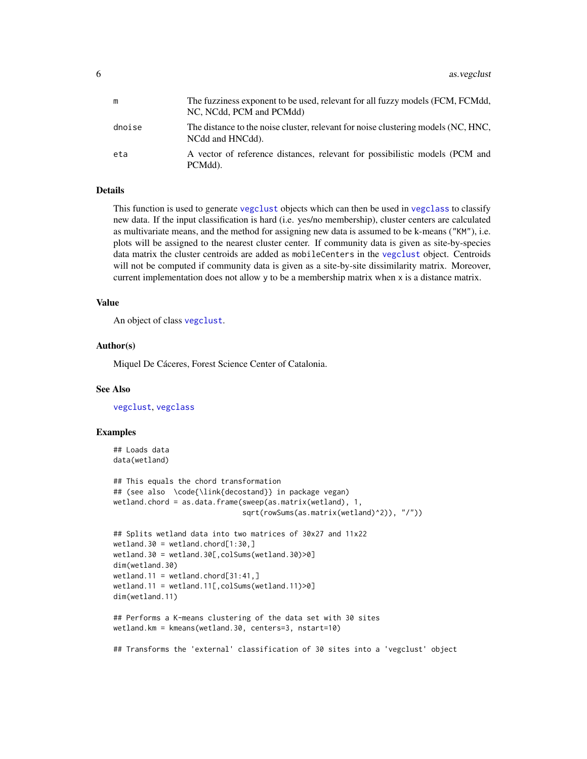| | |
|---|---|
| m | The fuzziness exponent to be used, relevant for all fuzzy models (FCM, FCMdd, NC, NCdd, PCM and PCMdd) |
| dnoise | The distance to the noise cluster, relevant for noise clustering models (NC, HNC, NCdd and HNCdd). |
| eta | A vector of reference distances, relevant for possibilistic models (PCM and PCMdd). |

## Details

This function is used to generate `vegclust` objects which can then be used in `vegclass` to classify new data. If the input classification is hard (i.e. yes/no membership), cluster centers are calculated as multivariate means, and the method for assigning new data is assumed to be k-means ("KM"), i.e. plots will be assigned to the nearest cluster center. If community data is given as site-by-species data matrix the cluster centroids are added as `mobileCenters` in the `vegclust` object. Centroids will not be computed if community data is given as a site-by-site dissimilarity matrix. Moreover, current implementation does not allow y to be a membership matrix when x is a distance matrix.

## Value

An object of class `vegclust`.

## Author(s)

Miquel De Cáceres, Forest Science Center of Catalonia.

## See Also

`vegclust`, `vegclass`

## Examples

```
## Loads data
data(wetland)

## This equals the chord transformation
## (see also  \code{\link{decostand}} in package vegan)
wetland.chord = as.data.frame(sweep(as.matrix(wetland), 1,
                              sqrt(rowSums(as.matrix(wetland)^2)), "/"))

## Splits wetland data into two matrices of 30x27 and 11x22
wetland.30 = wetland.chord[1:30,]
wetland.30 = wetland.30[,colSums(wetland.30)>0]
dim(wetland.30)
wetland.11 = wetland.chord[31:41,]
wetland.11 = wetland.11[,colSums(wetland.11)>0]
dim(wetland.11)

## Performs a K-means clustering of the data set with 30 sites
wetland.km = kmeans(wetland.30, centers=3, nstart=10)

## Transforms the 'external' classification of 30 sites into a 'vegclust' object
```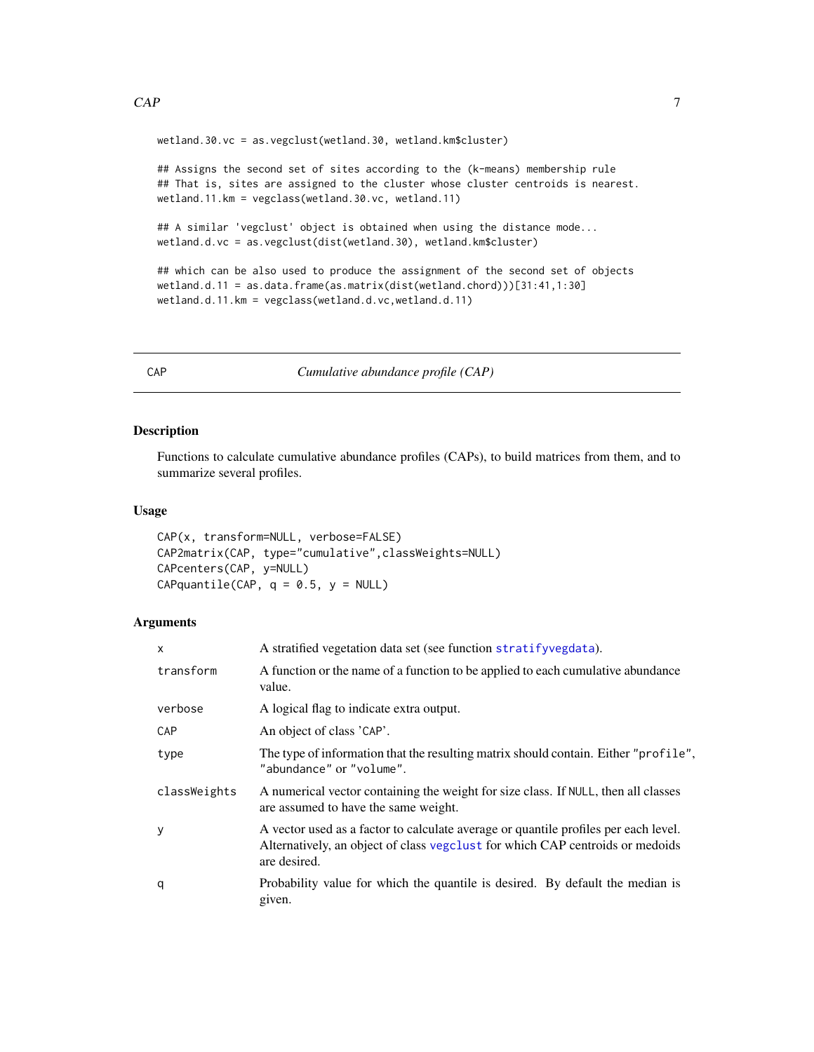```
wetland.30.vc = as.vegclust(wetland.30, wetland.km$cluster)

## Assigns the second set of sites according to the (k-means) membership rule
## That is, sites are assigned to the cluster whose cluster centroids is nearest.
wetland.11.km = vegclass(wetland.30.vc, wetland.11)

## A similar 'vegclust' object is obtained when using the distance mode...
wetland.d.vc = as.vegclust(dist(wetland.30), wetland.km$cluster)

## which can be also used to produce the assignment of the second set of objects
wetland.d.11 = as.data.frame(as.matrix(dist(wetland.chord)))[31:41,1:30]
wetland.d.11.km = vegclass(wetland.d.vc,wetland.d.11)
```

---

CAP — *Cumulative abundance profile (CAP)*

---

## Description

Functions to calculate cumulative abundance profiles (CAPs), to build matrices from them, and to summarize several profiles.

## Usage

```
CAP(x, transform=NULL, verbose=FALSE)
CAP2matrix(CAP, type="cumulative",classWeights=NULL)
CAPcenters(CAP, y=NULL)
CAPquantile(CAP, q = 0.5, y = NULL)
```

## Arguments

| | |
|---|---|
| `x` | A stratified vegetation data set (see function `stratifyvegdata`). |
| `transform` | A function or the name of a function to be applied to each cumulative abundance value. |
| `verbose` | A logical flag to indicate extra output. |
| `CAP` | An object of class 'CAP'. |
| `type` | The type of information that the resulting matrix should contain. Either `"profile"`, `"abundance"` or `"volume"`. |
| `classWeights` | A numerical vector containing the weight for size class. If `NULL`, then all classes are assumed to have the same weight. |
| `y` | A vector used as a factor to calculate average or quantile profiles per each level. Alternatively, an object of class `vegclust` for which CAP centroids or medoids are desired. |
| `q` | Probability value for which the quantile is desired. By default the median is given. |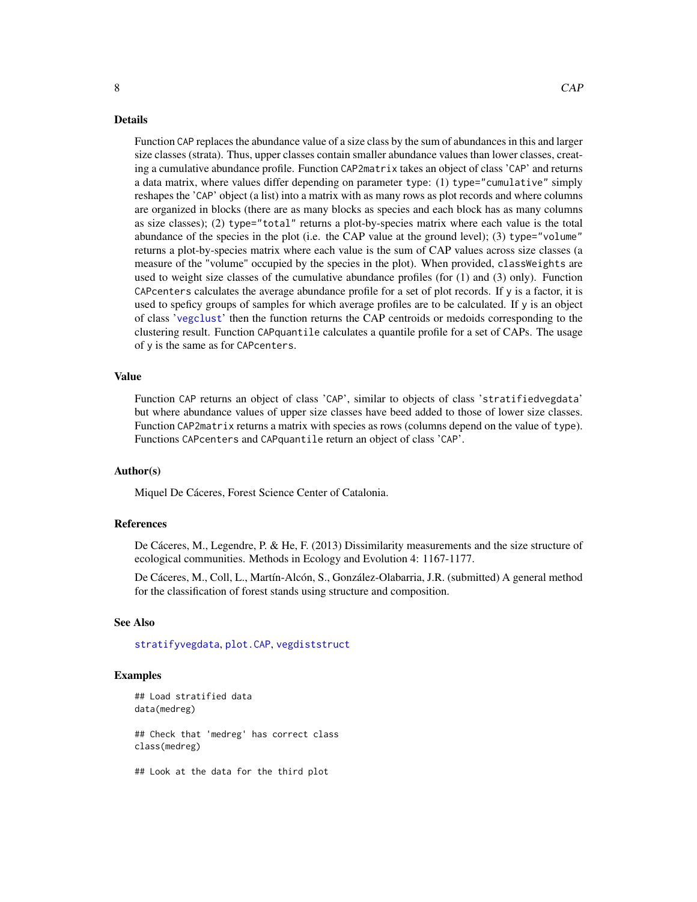## Details

Function `CAP` replaces the abundance value of a size class by the sum of abundances in this and larger size classes (strata). Thus, upper classes contain smaller abundance values than lower classes, creating a cumulative abundance profile. Function `CAP2matrix` takes an object of class '`CAP`' and returns a data matrix, where values differ depending on parameter `type`: (1) `type="cumulative"` simply reshapes the '`CAP`' object (a list) into a matrix with as many rows as plot records and where columns are organized in blocks (there are as many blocks as species and each block has as many columns as size classes); (2) `type="total"` returns a plot-by-species matrix where each value is the total abundance of the species in the plot (i.e. the CAP value at the ground level); (3) `type="volume"` returns a plot-by-species matrix where each value is the sum of CAP values across size classes (a measure of the "volume" occupied by the species in the plot). When provided, `classWeights` are used to weight size classes of the cumulative abundance profiles (for (1) and (3) only). Function `CAPcenters` calculates the average abundance profile for a set of plot records. If `y` is a factor, it is used to speficy groups of samples for which average profiles are to be calculated. If `y` is an object of class '`vegclust`' then the function returns the CAP centroids or medoids corresponding to the clustering result. Function `CAPquantile` calculates a quantile profile for a set of CAPs. The usage of `y` is the same as for `CAPcenters`.

## Value

Function `CAP` returns an object of class '`CAP`', similar to objects of class '`stratifiedvegdata`' but where abundance values of upper size classes have beed added to those of lower size classes. Function `CAP2matrix` returns a matrix with species as rows (columns depend on the value of `type`). Functions `CAPcenters` and `CAPquantile` return an object of class '`CAP`'.

## Author(s)

Miquel De Cáceres, Forest Science Center of Catalonia.

## References

De Cáceres, M., Legendre, P. & He, F. (2013) Dissimilarity measurements and the size structure of ecological communities. Methods in Ecology and Evolution 4: 1167-1177.

De Cáceres, M., Coll, L., Martín-Alcón, S., González-Olabarria, J.R. (submitted) A general method for the classification of forest stands using structure and composition.

## See Also

`stratifyvegdata`, `plot.CAP`, `vegdiststruct`

## Examples

```
## Load stratified data
data(medreg)

## Check that 'medreg' has correct class
class(medreg)

## Look at the data for the third plot
```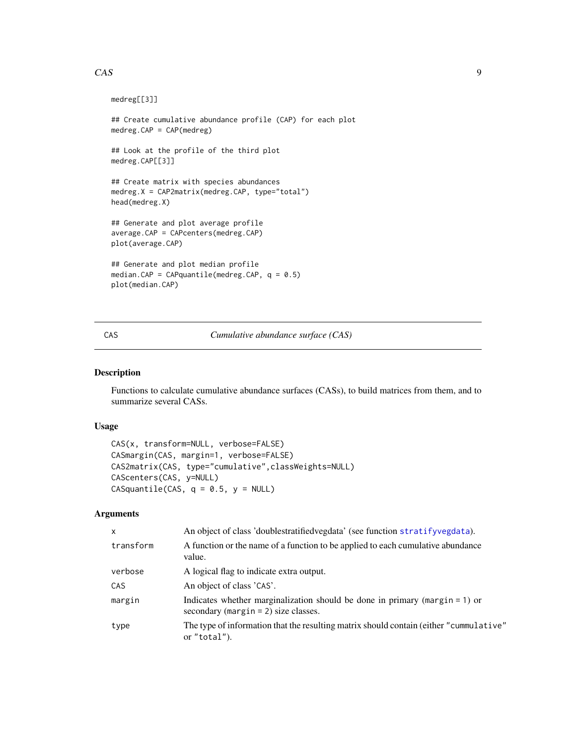```
medreg[[3]]

## Create cumulative abundance profile (CAP) for each plot
medreg.CAP = CAP(medreg)

## Look at the profile of the third plot
medreg.CAP[[3]]

## Create matrix with species abundances
medreg.X = CAP2matrix(medreg.CAP, type="total")
head(medreg.X)

## Generate and plot average profile
average.CAP = CAPcenters(medreg.CAP)
plot(average.CAP)

## Generate and plot median profile
median.CAP = CAPquantile(medreg.CAP, q = 0.5)
plot(median.CAP)
```

---

CAS *Cumulative abundance surface (CAS)*

---

## Description

Functions to calculate cumulative abundance surfaces (CASs), to build matrices from them, and to summarize several CASs.

## Usage

```
CAS(x, transform=NULL, verbose=FALSE)
CASmargin(CAS, margin=1, verbose=FALSE)
CAS2matrix(CAS, type="cumulative",classWeights=NULL)
CAScenters(CAS, y=NULL)
CASquantile(CAS, q = 0.5, y = NULL)
```

## Arguments

| | |
|---|---|
| `x` | An object of class 'doublestratifiedvegdata' (see function `stratifyvegdata`). |
| `transform` | A function or the name of a function to be applied to each cumulative abundance value. |
| `verbose` | A logical flag to indicate extra output. |
| `CAS` | An object of class 'CAS'. |
| `margin` | Indicates whether marginalization should be done in primary (`margin = 1`) or secondary (`margin = 2`) size classes. |
| `type` | The type of information that the resulting matrix should contain (either `"cummulative"` or `"total"`). |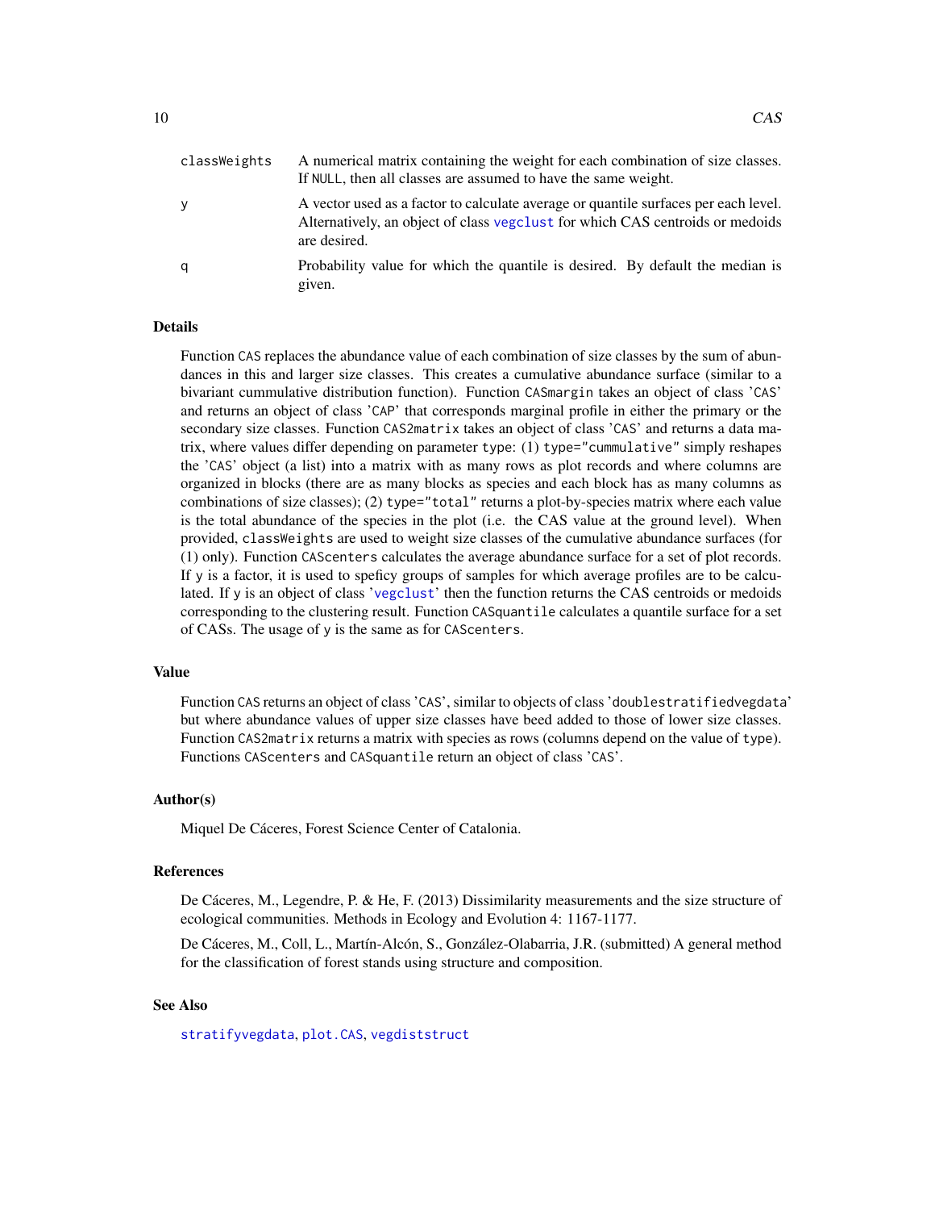| | |
|---|---|
| classWeights | A numerical matrix containing the weight for each combination of size classes. If NULL, then all classes are assumed to have the same weight. |
| y | A vector used as a factor to calculate average or quantile surfaces per each level. Alternatively, an object of class vegclust for which CAS centroids or medoids are desired. |
| q | Probability value for which the quantile is desired. By default the median is given. |

## Details

Function CAS replaces the abundance value of each combination of size classes by the sum of abundances in this and larger size classes. This creates a cumulative abundance surface (similar to a bivariant cummulative distribution function). Function CASmargin takes an object of class 'CAS' and returns an object of class 'CAP' that corresponds marginal profile in either the primary or the secondary size classes. Function CAS2matrix takes an object of class 'CAS' and returns a data matrix, where values differ depending on parameter type: (1) type="cummulative" simply reshapes the 'CAS' object (a list) into a matrix with as many rows as plot records and where columns are organized in blocks (there are as many blocks as species and each block has as many columns as combinations of size classes); (2) type="total" returns a plot-by-species matrix where each value is the total abundance of the species in the plot (i.e. the CAS value at the ground level). When provided, classWeights are used to weight size classes of the cumulative abundance surfaces (for (1) only). Function CAScenters calculates the average abundance surface for a set of plot records. If y is a factor, it is used to speficy groups of samples for which average profiles are to be calculated. If y is an object of class 'vegclust' then the function returns the CAS centroids or medoids corresponding to the clustering result. Function CASquantile calculates a quantile surface for a set of CASs. The usage of y is the same as for CAScenters.

## Value

Function CAS returns an object of class 'CAS', similar to objects of class 'doublestratifiedvegdata' but where abundance values of upper size classes have beed added to those of lower size classes. Function CAS2matrix returns a matrix with species as rows (columns depend on the value of type). Functions CAScenters and CASquantile return an object of class 'CAS'.

## Author(s)

Miquel De Cáceres, Forest Science Center of Catalonia.

## References

De Cáceres, M., Legendre, P. & He, F. (2013) Dissimilarity measurements and the size structure of ecological communities. Methods in Ecology and Evolution 4: 1167-1177.

De Cáceres, M., Coll, L., Martín-Alcón, S., González-Olabarria, J.R. (submitted) A general method for the classification of forest stands using structure and composition.

## See Also

stratifyvegdata, plot.CAS, vegdiststruct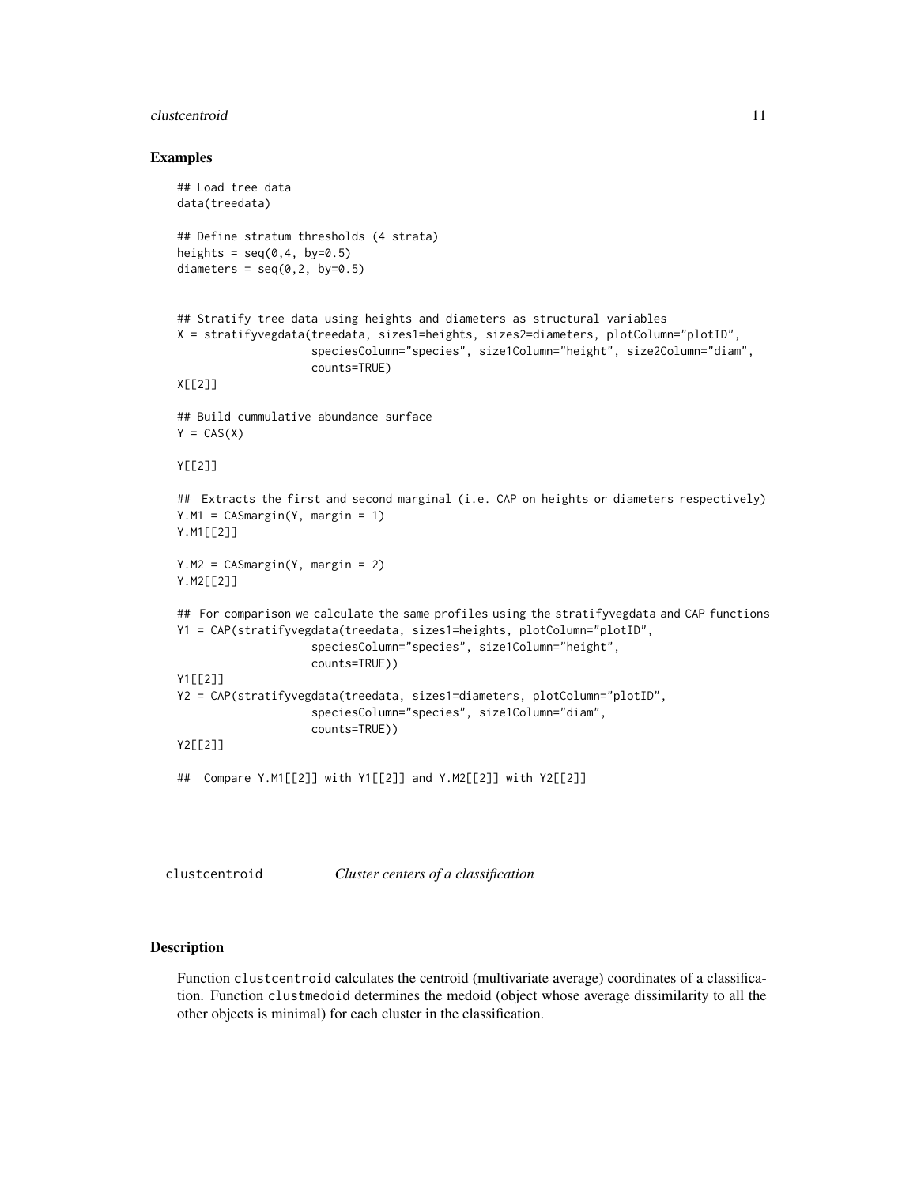### Examples

```
## Load tree data
data(treedata)

## Define stratum thresholds (4 strata)
heights = seq(0,4, by=0.5)
diameters = seq(0,2, by=0.5)


## Stratify tree data using heights and diameters as structural variables
X = stratifyvegdata(treedata, sizes1=heights, sizes2=diameters, plotColumn="plotID",
                    speciesColumn="species", size1Column="height", size2Column="diam",
                    counts=TRUE)
X[[2]]

## Build cummulative abundance surface
Y = CAS(X)

Y[[2]]

##  Extracts the first and second marginal (i.e. CAP on heights or diameters respectively)
Y.M1 = CASmargin(Y, margin = 1)
Y.M1[[2]]

Y.M2 = CASmargin(Y, margin = 2)
Y.M2[[2]]

## For comparison we calculate the same profiles using the stratifyvegdata and CAP functions
Y1 = CAP(stratifyvegdata(treedata, sizes1=heights, plotColumn="plotID",
                    speciesColumn="species", size1Column="height",
                    counts=TRUE))
Y1[[2]]
Y2 = CAP(stratifyvegdata(treedata, sizes1=diameters, plotColumn="plotID",
                    speciesColumn="species", size1Column="diam",
                    counts=TRUE))
Y2[[2]]

##  Compare Y.M1[[2]] with Y1[[2]] and Y.M2[[2]] with Y2[[2]]
```

---

## clustcentroid — *Cluster centers of a classification*

### Description

Function clustcentroid calculates the centroid (multivariate average) coordinates of a classification. Function clustmedoid determines the medoid (object whose average dissimilarity to all the other objects is minimal) for each cluster in the classification.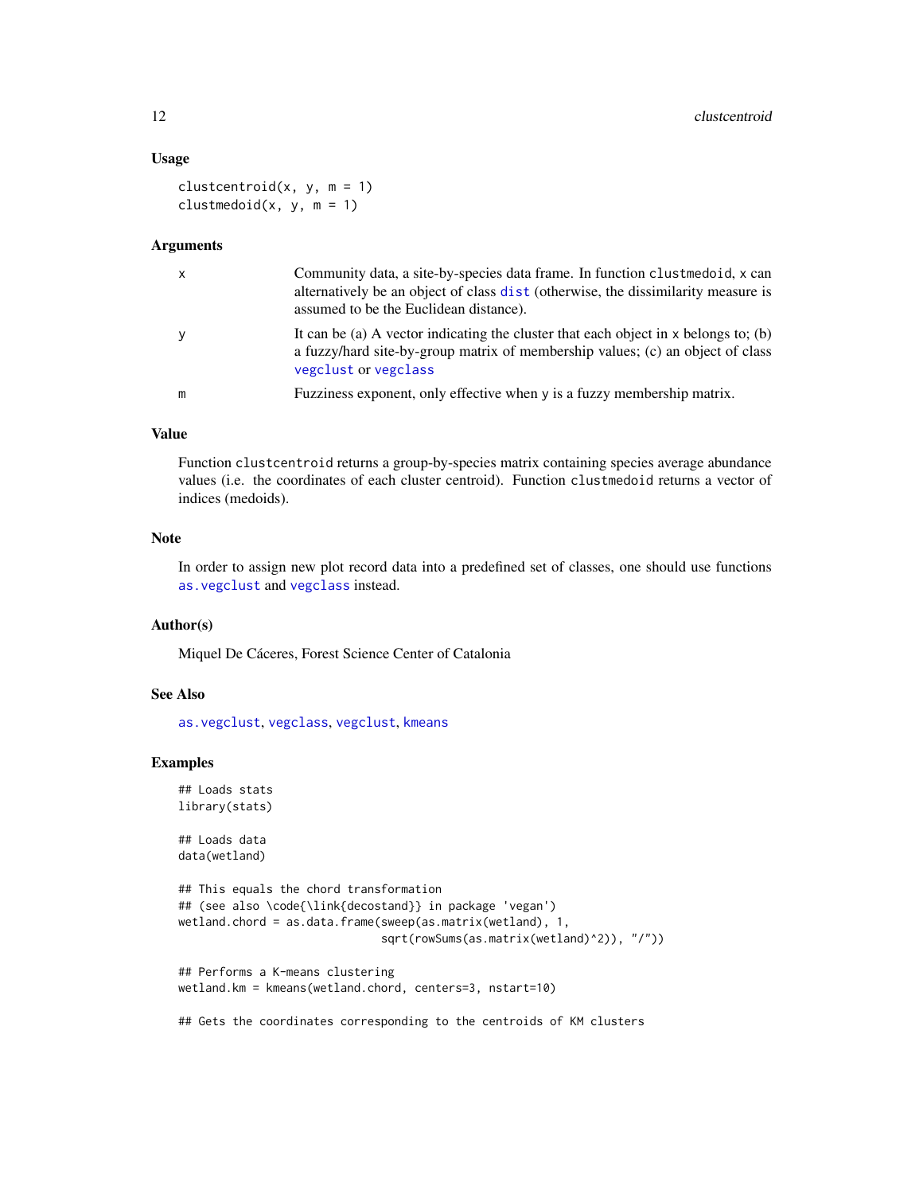### Usage

```
clustcentroid(x, y, m = 1)
clustmedoid(x, y, m = 1)
```

### Arguments

| | |
|---|---|
| x | Community data, a site-by-species data frame. In function `clustmedoid`, x can alternatively be an object of class `dist` (otherwise, the dissimilarity measure is assumed to be the Euclidean distance). |
| y | It can be (a) A vector indicating the cluster that each object in x belongs to; (b) a fuzzy/hard site-by-group matrix of membership values; (c) an object of class `vegclust` or `vegclass` |
| m | Fuzziness exponent, only effective when y is a fuzzy membership matrix. |

### Value

Function `clustcentroid` returns a group-by-species matrix containing species average abundance values (i.e. the coordinates of each cluster centroid). Function `clustmedoid` returns a vector of indices (medoids).

### Note

In order to assign new plot record data into a predefined set of classes, one should use functions `as.vegclust` and `vegclass` instead.

### Author(s)

Miquel De Cáceres, Forest Science Center of Catalonia

### See Also

`as.vegclust`, `vegclass`, `vegclust`, `kmeans`

### Examples

```
## Loads stats
library(stats)

## Loads data
data(wetland)

## This equals the chord transformation
## (see also \code{\link{decostand}} in package 'vegan')
wetland.chord = as.data.frame(sweep(as.matrix(wetland), 1,
                              sqrt(rowSums(as.matrix(wetland)^2)), "/"))

## Performs a K-means clustering
wetland.km = kmeans(wetland.chord, centers=3, nstart=10)

## Gets the coordinates corresponding to the centroids of KM clusters
```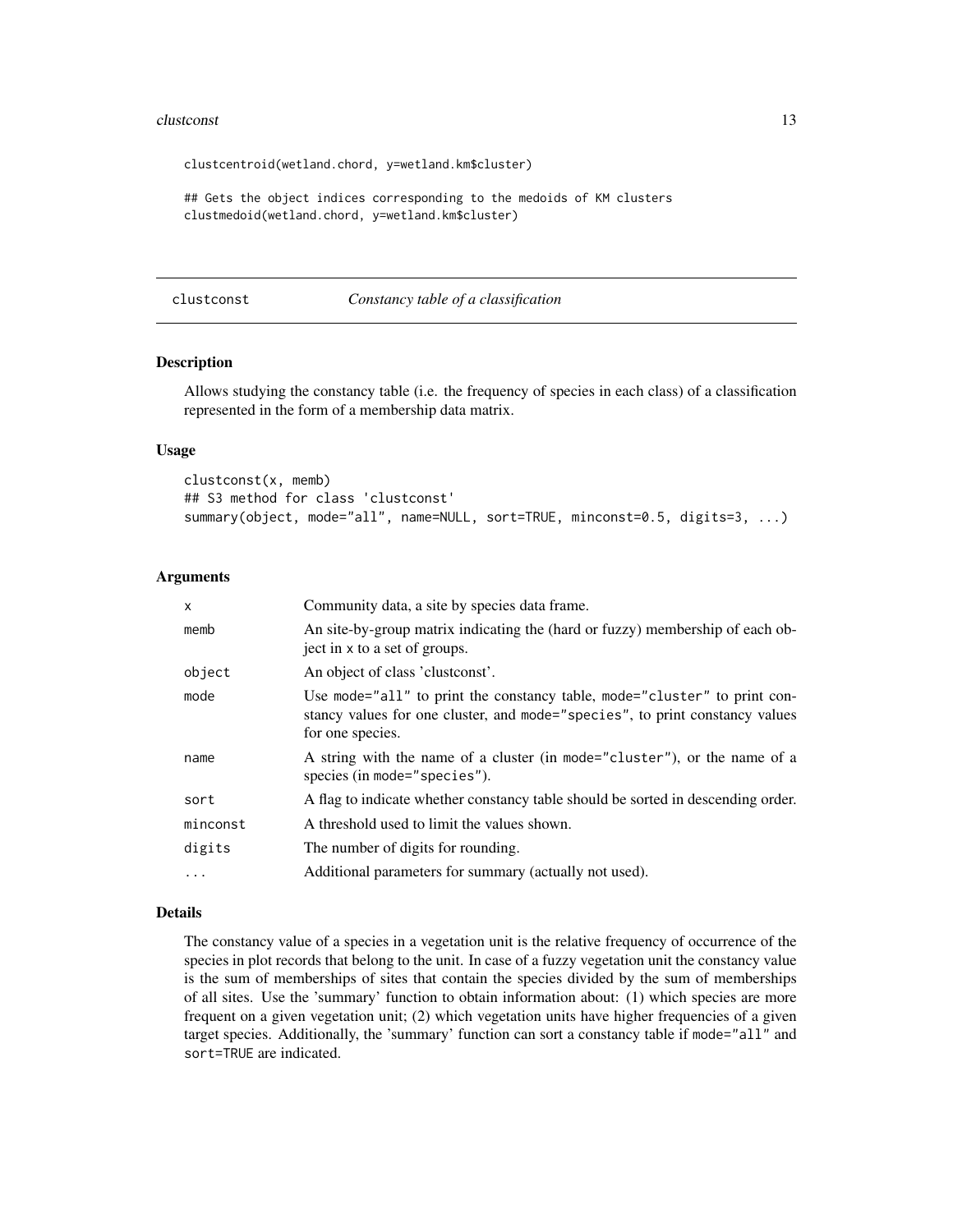```
clustcentroid(wetland.chord, y=wetland.km$cluster)

## Gets the object indices corresponding to the medoids of KM clusters
clustmedoid(wetland.chord, y=wetland.km$cluster)
```

## clustconst — *Constancy table of a classification*

### Description

Allows studying the constancy table (i.e. the frequency of species in each class) of a classification represented in the form of a membership data matrix.

### Usage

```
clustconst(x, memb)
## S3 method for class 'clustconst'
summary(object, mode="all", name=NULL, sort=TRUE, minconst=0.5, digits=3, ...)
```

### Arguments

| | |
|---|---|
| `x` | Community data, a site by species data frame. |
| `memb` | An site-by-group matrix indicating the (hard or fuzzy) membership of each object in `x` to a set of groups. |
| `object` | An object of class 'clustconst'. |
| `mode` | Use `mode="all"` to print the constancy table, `mode="cluster"` to print constancy values for one cluster, and `mode="species"`, to print constancy values for one species. |
| `name` | A string with the name of a cluster (in `mode="cluster"`), or the name of a species (in `mode="species"`). |
| `sort` | A flag to indicate whether constancy table should be sorted in descending order. |
| `minconst` | A threshold used to limit the values shown. |
| `digits` | The number of digits for rounding. |
| `...` | Additional parameters for summary (actually not used). |

### Details

The constancy value of a species in a vegetation unit is the relative frequency of occurrence of the species in plot records that belong to the unit. In case of a fuzzy vegetation unit the constancy value is the sum of memberships of sites that contain the species divided by the sum of memberships of all sites. Use the 'summary' function to obtain information about: (1) which species are more frequent on a given vegetation unit; (2) which vegetation units have higher frequencies of a given target species. Additionally, the 'summary' function can sort a constancy table if `mode="all"` and `sort=TRUE` are indicated.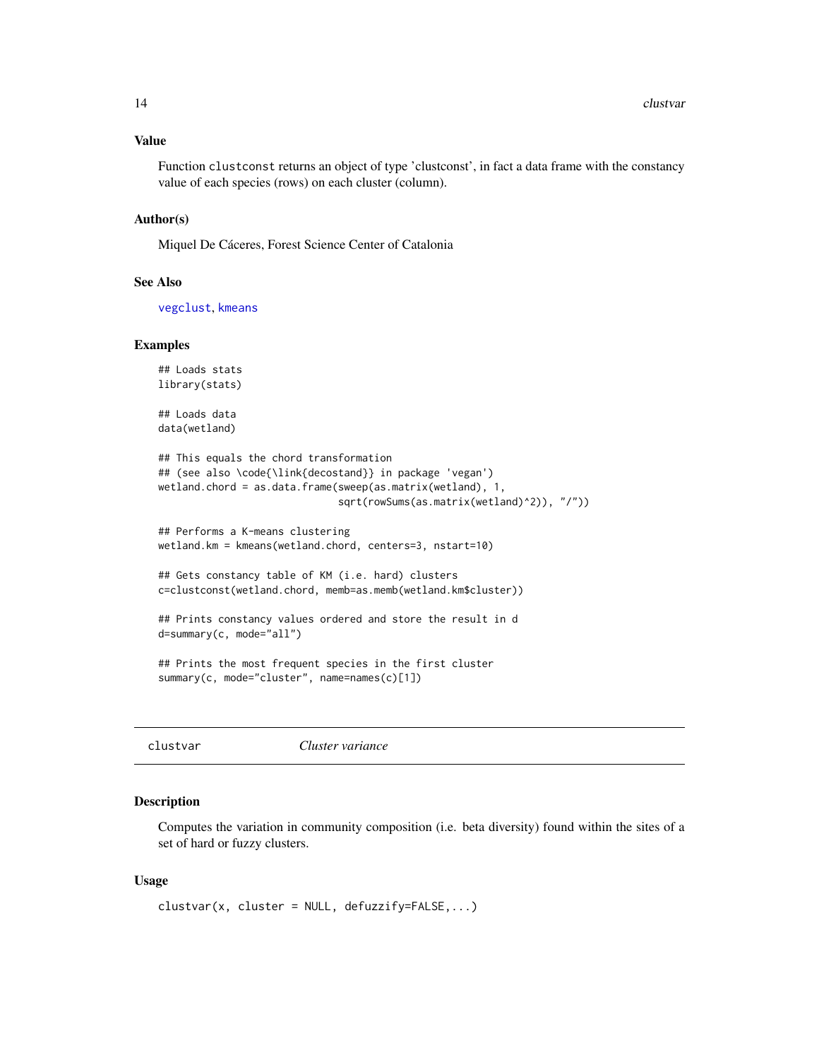### Value

Function `clustconst` returns an object of type 'clustconst', in fact a data frame with the constancy value of each species (rows) on each cluster (column).

### Author(s)

Miquel De Cáceres, Forest Science Center of Catalonia

### See Also

vegclust, kmeans

### Examples

```
## Loads stats
library(stats)

## Loads data
data(wetland)

## This equals the chord transformation
## (see also \code{\link{decostand}} in package 'vegan')
wetland.chord = as.data.frame(sweep(as.matrix(wetland), 1,
                              sqrt(rowSums(as.matrix(wetland)^2)), "/"))

## Performs a K-means clustering
wetland.km = kmeans(wetland.chord, centers=3, nstart=10)

## Gets constancy table of KM (i.e. hard) clusters
c=clustconst(wetland.chord, memb=as.memb(wetland.km$cluster))

## Prints constancy values ordered and store the result in d
d=summary(c, mode="all")

## Prints the most frequent species in the first cluster
summary(c, mode="cluster", name=names(c)[1])
```

---

## clustvar *Cluster variance*

### Description

Computes the variation in community composition (i.e. beta diversity) found within the sites of a set of hard or fuzzy clusters.

### Usage

```
clustvar(x, cluster = NULL, defuzzify=FALSE,...)
```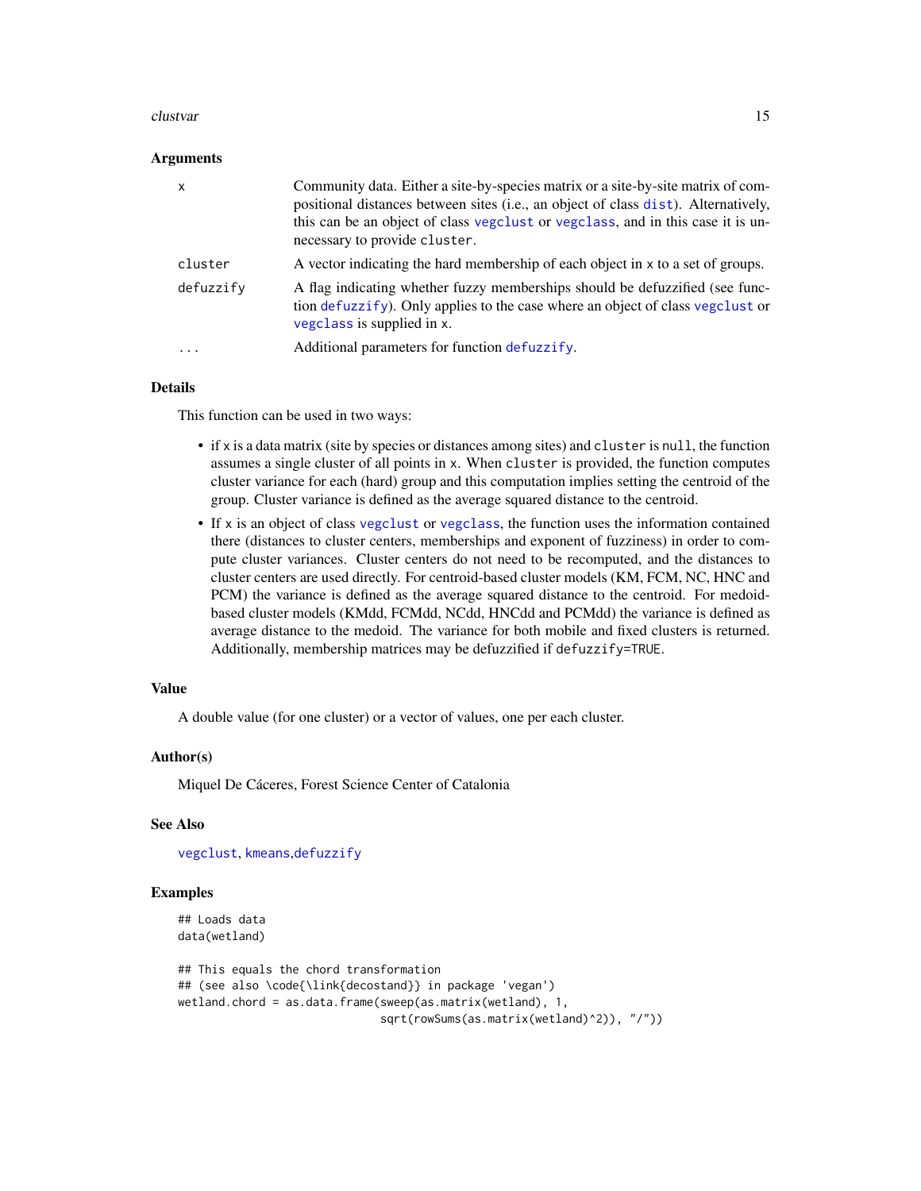### Arguments

| | |
|---|---|
| x | Community data. Either a site-by-species matrix or a site-by-site matrix of compositional distances between sites (i.e., an object of class `dist`). Alternatively, this can be an object of class `vegclust` or `vegclass`, and in this case it is unnecessary to provide `cluster`. |
| cluster | A vector indicating the hard membership of each object in x to a set of groups. |
| defuzzify | A flag indicating whether fuzzy memberships should be defuzzified (see function `defuzzify`). Only applies to the case where an object of class `vegclust` or `vegclass` is supplied in x. |
| ... | Additional parameters for function `defuzzify`. |

### Details

This function can be used in two ways:

- if x is a data matrix (site by species or distances among sites) and `cluster` is `null`, the function assumes a single cluster of all points in x. When `cluster` is provided, the function computes cluster variance for each (hard) group and this computation implies setting the centroid of the group. Cluster variance is defined as the average squared distance to the centroid.
- If x is an object of class `vegclust` or `vegclass`, the function uses the information contained there (distances to cluster centers, memberships and exponent of fuzziness) in order to compute cluster variances. Cluster centers do not need to be recomputed, and the distances to cluster centers are used directly. For centroid-based cluster models (KM, FCM, NC, HNC and PCM) the variance is defined as the average squared distance to the centroid. For medoid-based cluster models (KMdd, FCMdd, NCdd, HNCdd and PCMdd) the variance is defined as average distance to the medoid. The variance for both mobile and fixed clusters is returned. Additionally, membership matrices may be defuzzified if `defuzzify=TRUE`.

### Value

A double value (for one cluster) or a vector of values, one per each cluster.

### Author(s)

Miquel De Cáceres, Forest Science Center of Catalonia

### See Also

`vegclust`, `kmeans`,`defuzzify`

### Examples

```
## Loads data
data(wetland)

## This equals the chord transformation
## (see also \code{\link{decostand}} in package 'vegan')
wetland.chord = as.data.frame(sweep(as.matrix(wetland), 1,
                              sqrt(rowSums(as.matrix(wetland)^2)), "/"))
```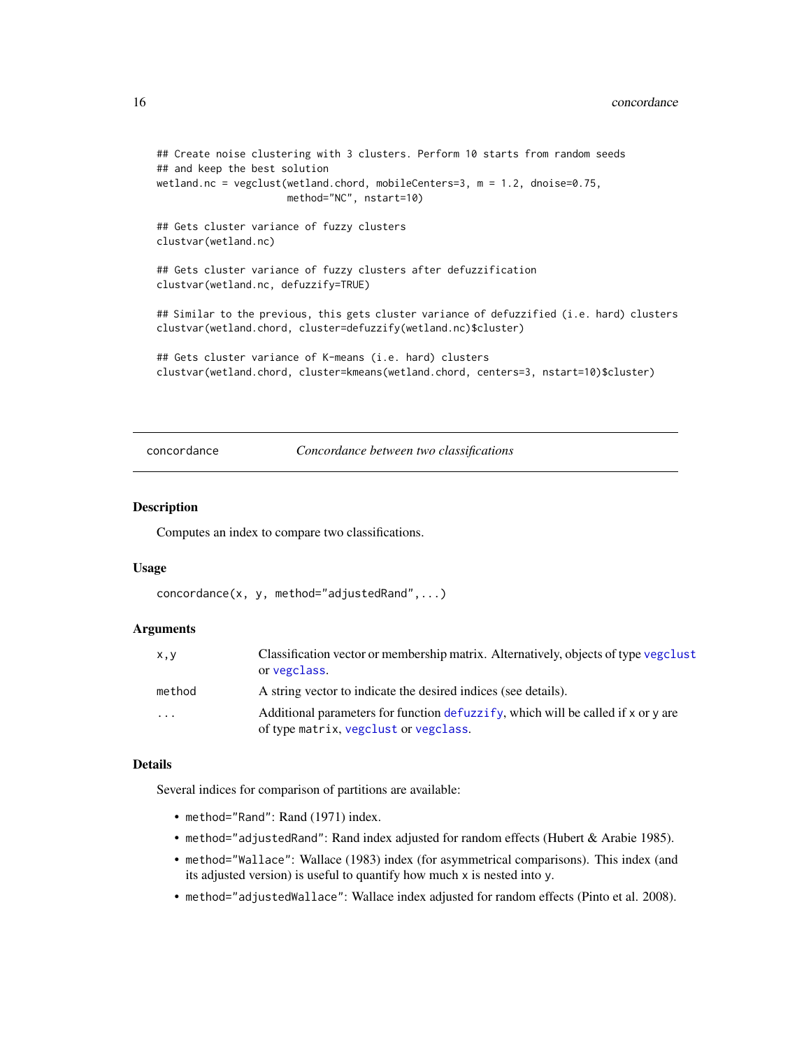```
## Create noise clustering with 3 clusters. Perform 10 starts from random seeds
## and keep the best solution
wetland.nc = vegclust(wetland.chord, mobileCenters=3, m = 1.2, dnoise=0.75,
                      method="NC", nstart=10)

## Gets cluster variance of fuzzy clusters
clustvar(wetland.nc)

## Gets cluster variance of fuzzy clusters after defuzzification
clustvar(wetland.nc, defuzzify=TRUE)

## Similar to the previous, this gets cluster variance of defuzzified (i.e. hard) clusters
clustvar(wetland.chord, cluster=defuzzify(wetland.nc)$cluster)

## Gets cluster variance of K-means (i.e. hard) clusters
clustvar(wetland.chord, cluster=kmeans(wetland.chord, centers=3, nstart=10)$cluster)
```

---

## concordance — *Concordance between two classifications*

### Description

Computes an index to compare two classifications.

### Usage

```
concordance(x, y, method="adjustedRand",...)
```

### Arguments

| | |
|---|---|
| `x,y` | Classification vector or membership matrix. Alternatively, objects of type `vegclust` or `vegclass`. |
| `method` | A string vector to indicate the desired indices (see details). |
| `...` | Additional parameters for function `defuzzify`, which will be called if `x` or `y` are of type `matrix`, `vegclust` or `vegclass`. |

### Details

Several indices for comparison of partitions are available:

- `method="Rand"`: Rand (1971) index.
- `method="adjustedRand"`: Rand index adjusted for random effects (Hubert & Arabie 1985).
- `method="Wallace"`: Wallace (1983) index (for asymmetrical comparisons). This index (and its adjusted version) is useful to quantify how much `x` is nested into `y`.
- `method="adjustedWallace"`: Wallace index adjusted for random effects (Pinto et al. 2008).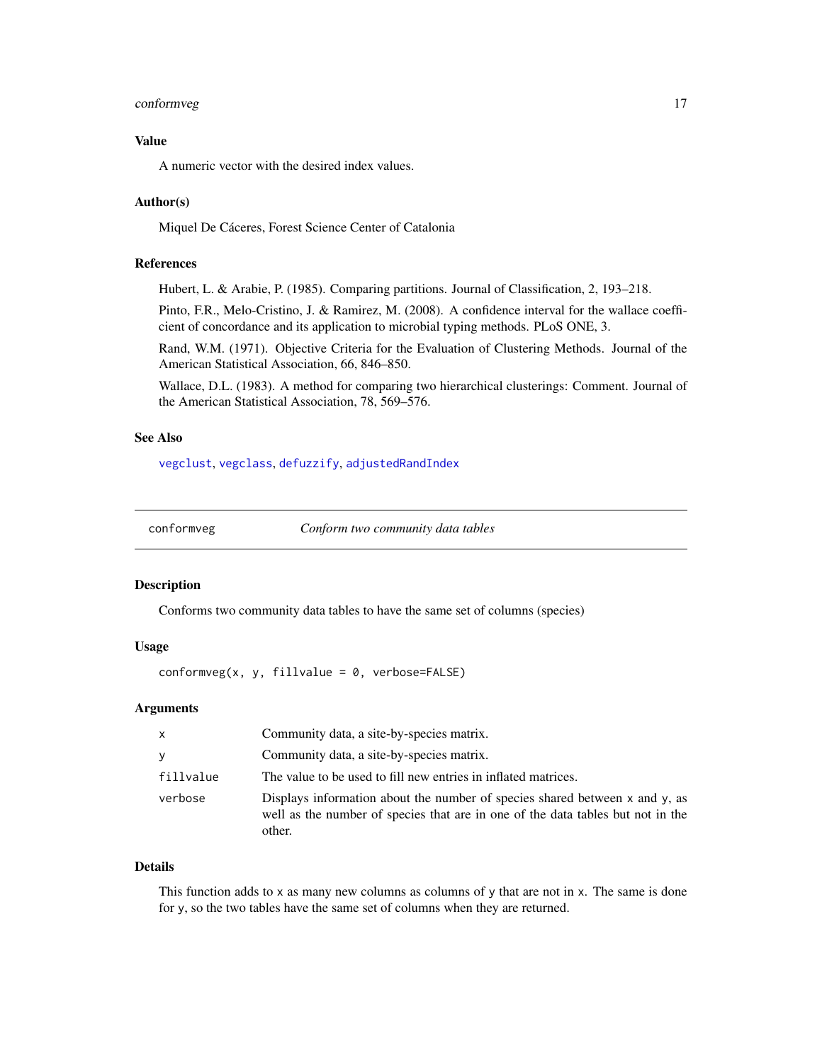### Value

A numeric vector with the desired index values.

### Author(s)

Miquel De Cáceres, Forest Science Center of Catalonia

### References

Hubert, L. & Arabie, P. (1985). Comparing partitions. Journal of Classification, 2, 193–218.

Pinto, F.R., Melo-Cristino, J. & Ramirez, M. (2008). A confidence interval for the wallace coefficient of concordance and its application to microbial typing methods. PLoS ONE, 3.

Rand, W.M. (1971). Objective Criteria for the Evaluation of Clustering Methods. Journal of the American Statistical Association, 66, 846–850.

Wallace, D.L. (1983). A method for comparing two hierarchical clusterings: Comment. Journal of the American Statistical Association, 78, 569–576.

### See Also

`vegclust`, `vegclass`, `defuzzify`, `adjustedRandIndex`

---

## conformveg — *Conform two community data tables*

### Description

Conforms two community data tables to have the same set of columns (species)

### Usage

```
conformveg(x, y, fillvalue = 0, verbose=FALSE)
```

### Arguments

| | |
|---|---|
| `x` | Community data, a site-by-species matrix. |
| `y` | Community data, a site-by-species matrix. |
| `fillvalue` | The value to be used to fill new entries in inflated matrices. |
| `verbose` | Displays information about the number of species shared between `x` and `y`, as well as the number of species that are in one of the data tables but not in the other. |

### Details

This function adds to `x` as many new columns as columns of `y` that are not in `x`. The same is done for `y`, so the two tables have the same set of columns when they are returned.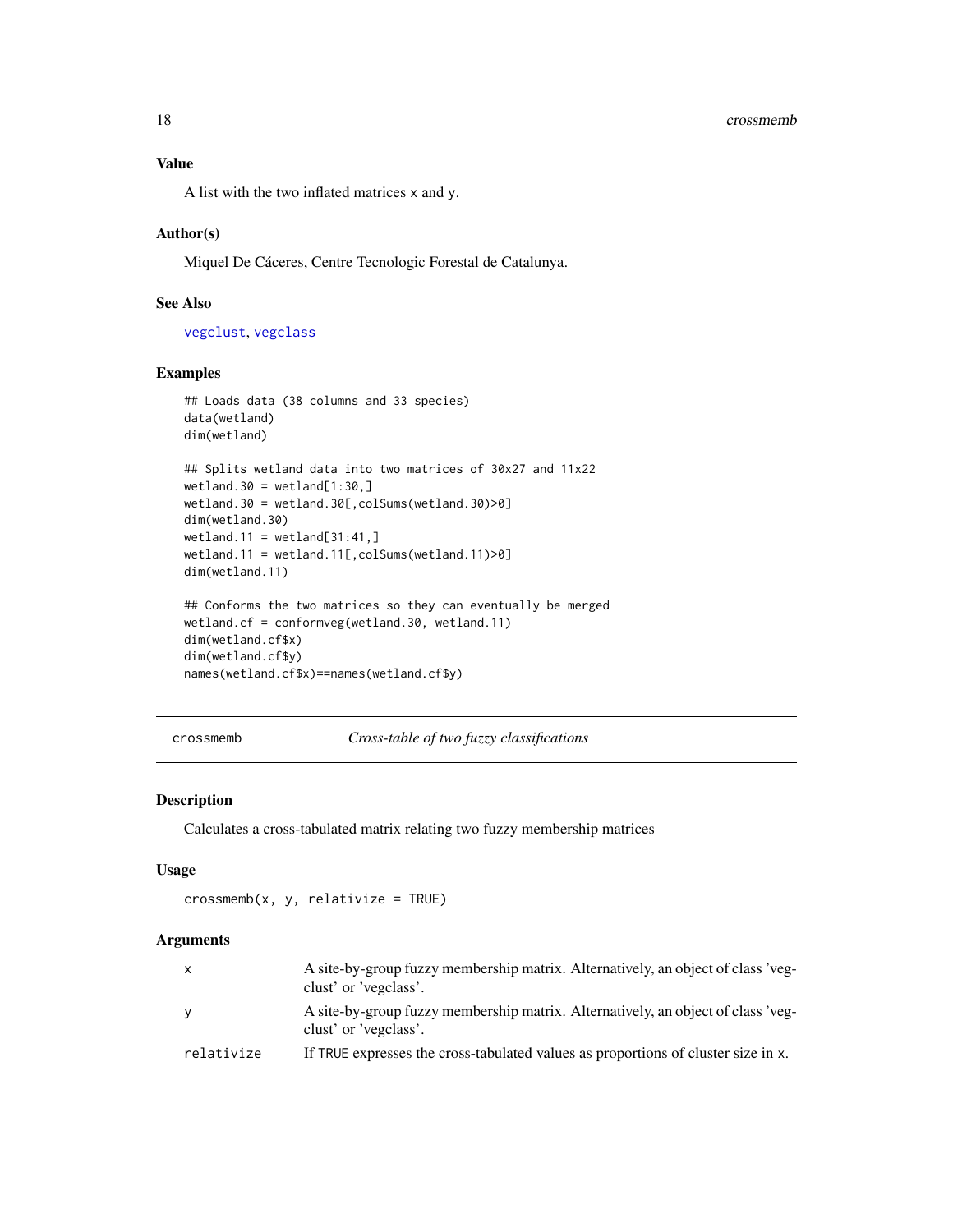## Value

A list with the two inflated matrices x and y.

## Author(s)

Miquel De Cáceres, Centre Tecnologic Forestal de Catalunya.

## See Also

vegclust, vegclass

## Examples

```
## Loads data (38 columns and 33 species)
data(wetland)
dim(wetland)

## Splits wetland data into two matrices of 30x27 and 11x22
wetland.30 = wetland[1:30,]
wetland.30 = wetland.30[,colSums(wetland.30)>0]
dim(wetland.30)
wetland.11 = wetland[31:41,]
wetland.11 = wetland.11[,colSums(wetland.11)>0]
dim(wetland.11)

## Conforms the two matrices so they can eventually be merged
wetland.cf = conformveg(wetland.30, wetland.11)
dim(wetland.cf$x)
dim(wetland.cf$y)
names(wetland.cf$x)==names(wetland.cf$y)
```

---

# crossmemb — *Cross-table of two fuzzy classifications*

## Description

Calculates a cross-tabulated matrix relating two fuzzy membership matrices

## Usage

```
crossmemb(x, y, relativize = TRUE)
```

## Arguments

| Argument | Description |
|---|---|
| x | A site-by-group fuzzy membership matrix. Alternatively, an object of class 'vegclust' or 'vegclass'. |
| y | A site-by-group fuzzy membership matrix. Alternatively, an object of class 'vegclust' or 'vegclass'. |
| relativize | If TRUE expresses the cross-tabulated values as proportions of cluster size in x. |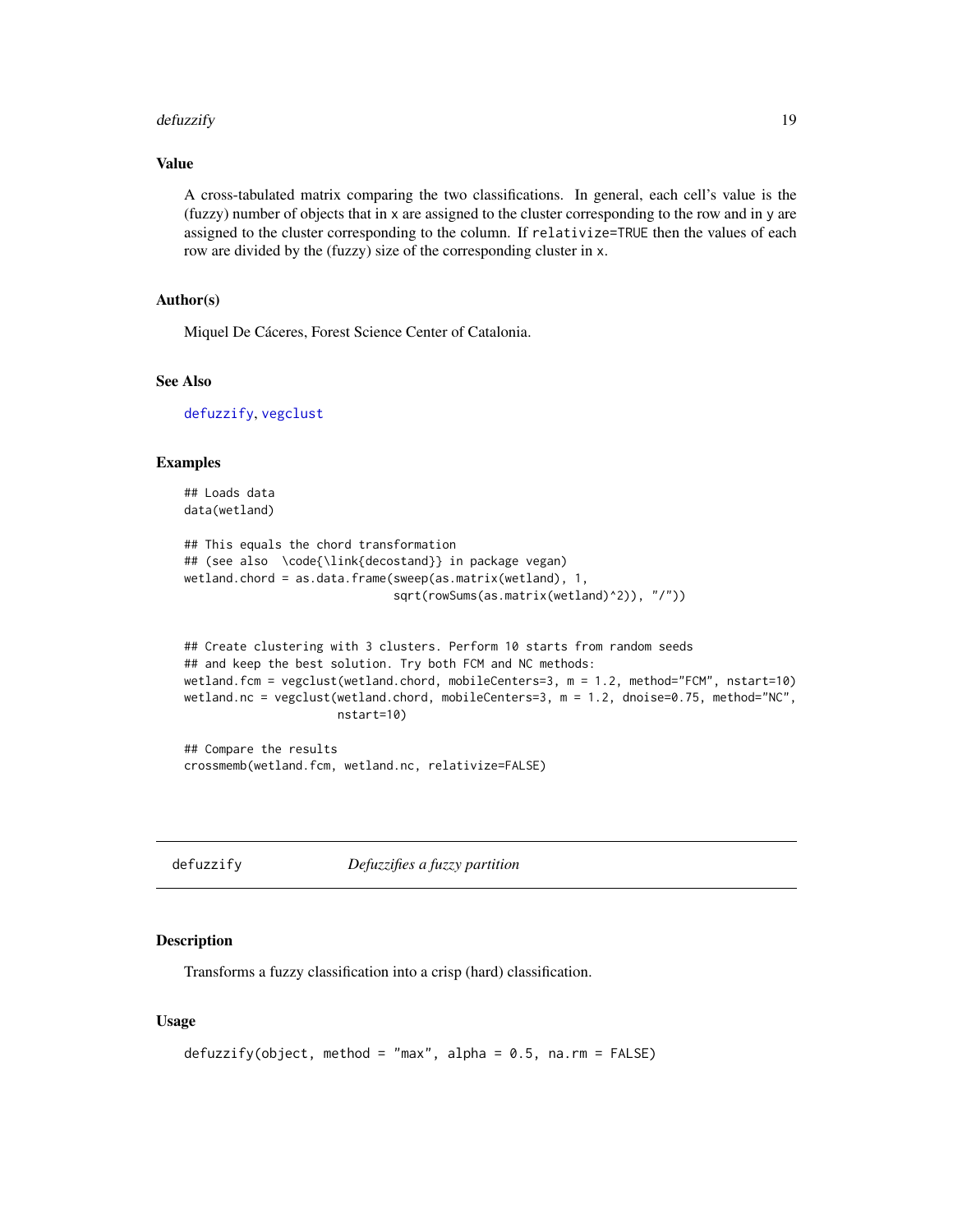## Value

A cross-tabulated matrix comparing the two classifications. In general, each cell's value is the (fuzzy) number of objects that in `x` are assigned to the cluster corresponding to the row and in `y` are assigned to the cluster corresponding to the column. If `relativize=TRUE` then the values of each row are divided by the (fuzzy) size of the corresponding cluster in `x`.

## Author(s)

Miquel De Cáceres, Forest Science Center of Catalonia.

## See Also

`defuzzify`, `vegclust`

## Examples

```
## Loads data
data(wetland)

## This equals the chord transformation
## (see also  \code{\link{decostand}} in package vegan)
wetland.chord = as.data.frame(sweep(as.matrix(wetland), 1,
                              sqrt(rowSums(as.matrix(wetland)^2)), "/"))


## Create clustering with 3 clusters. Perform 10 starts from random seeds
## and keep the best solution. Try both FCM and NC methods:
wetland.fcm = vegclust(wetland.chord, mobileCenters=3, m = 1.2, method="FCM", nstart=10)
wetland.nc = vegclust(wetland.chord, mobileCenters=3, m = 1.2, dnoise=0.75, method="NC",
                      nstart=10)

## Compare the results
crossmemb(wetland.fcm, wetland.nc, relativize=FALSE)
```

---

# defuzzify    *Defuzzifies a fuzzy partition*

## Description

Transforms a fuzzy classification into a crisp (hard) classification.

## Usage

```
defuzzify(object, method = "max", alpha = 0.5, na.rm = FALSE)
```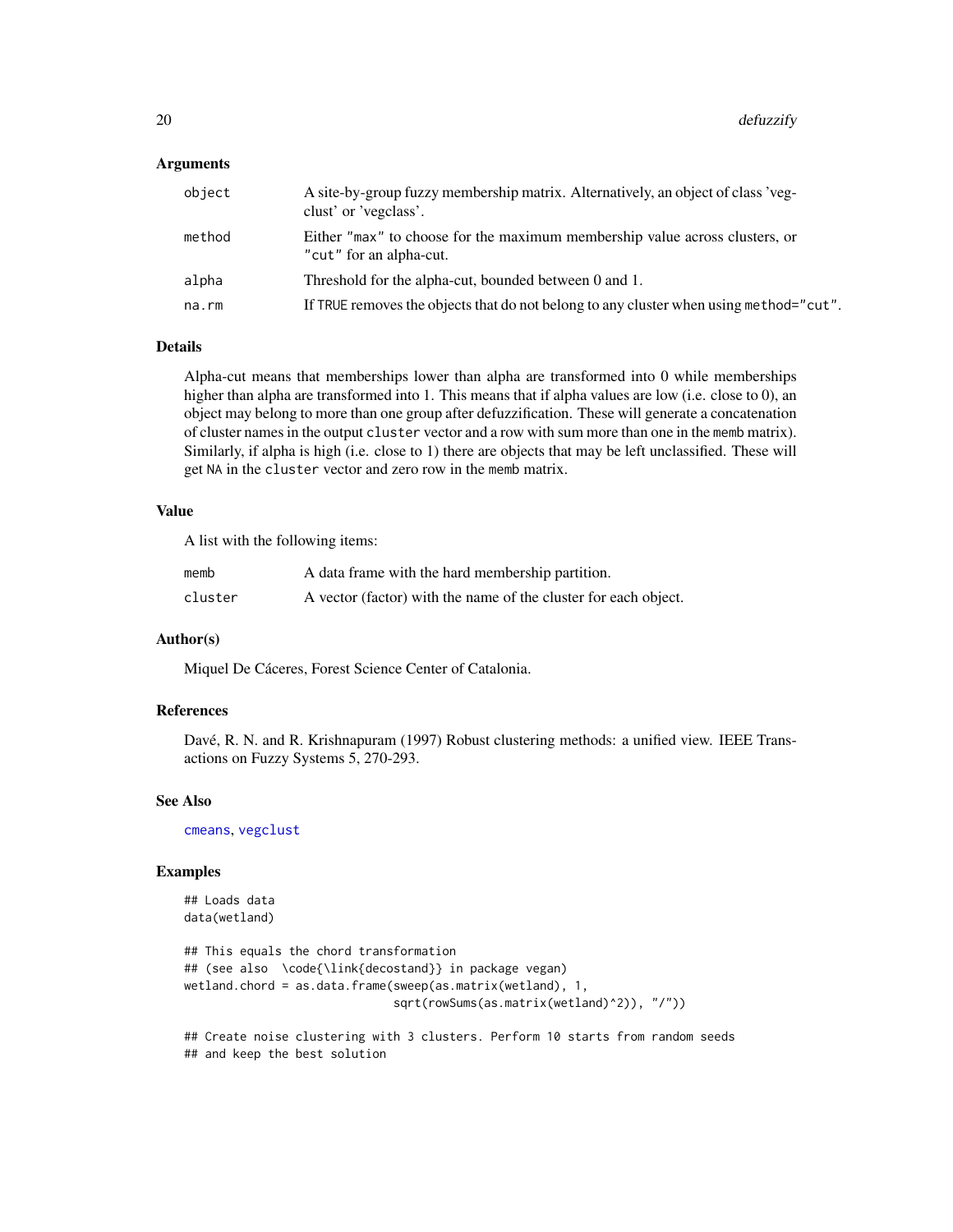### Arguments

| | |
|---|---|
| `object` | A site-by-group fuzzy membership matrix. Alternatively, an object of class 'vegclust' or 'vegclass'. |
| `method` | Either `"max"` to choose for the maximum membership value across clusters, or `"cut"` for an alpha-cut. |
| `alpha` | Threshold for the alpha-cut, bounded between 0 and 1. |
| `na.rm` | If `TRUE` removes the objects that do not belong to any cluster when using `method="cut"`. |

### Details

Alpha-cut means that memberships lower than alpha are transformed into 0 while memberships higher than alpha are transformed into 1. This means that if alpha values are low (i.e. close to 0), an object may belong to more than one group after defuzzification. These will generate a concatenation of cluster names in the output `cluster` vector and a row with sum more than one in the `memb` matrix). Similarly, if alpha is high (i.e. close to 1) there are objects that may be left unclassified. These will get `NA` in the `cluster` vector and zero row in the `memb` matrix.

### Value

A list with the following items:

| | |
|---|---|
| `memb` | A data frame with the hard membership partition. |
| `cluster` | A vector (factor) with the name of the cluster for each object. |

### Author(s)

Miquel De Cáceres, Forest Science Center of Catalonia.

### References

Davé, R. N. and R. Krishnapuram (1997) Robust clustering methods: a unified view. IEEE Transactions on Fuzzy Systems 5, 270-293.

### See Also

`cmeans`, `vegclust`

### Examples

```
## Loads data
data(wetland)

## This equals the chord transformation
## (see also  \code{\link{decostand}} in package vegan)
wetland.chord = as.data.frame(sweep(as.matrix(wetland), 1,
                              sqrt(rowSums(as.matrix(wetland)^2)), "/"))

## Create noise clustering with 3 clusters. Perform 10 starts from random seeds
## and keep the best solution
```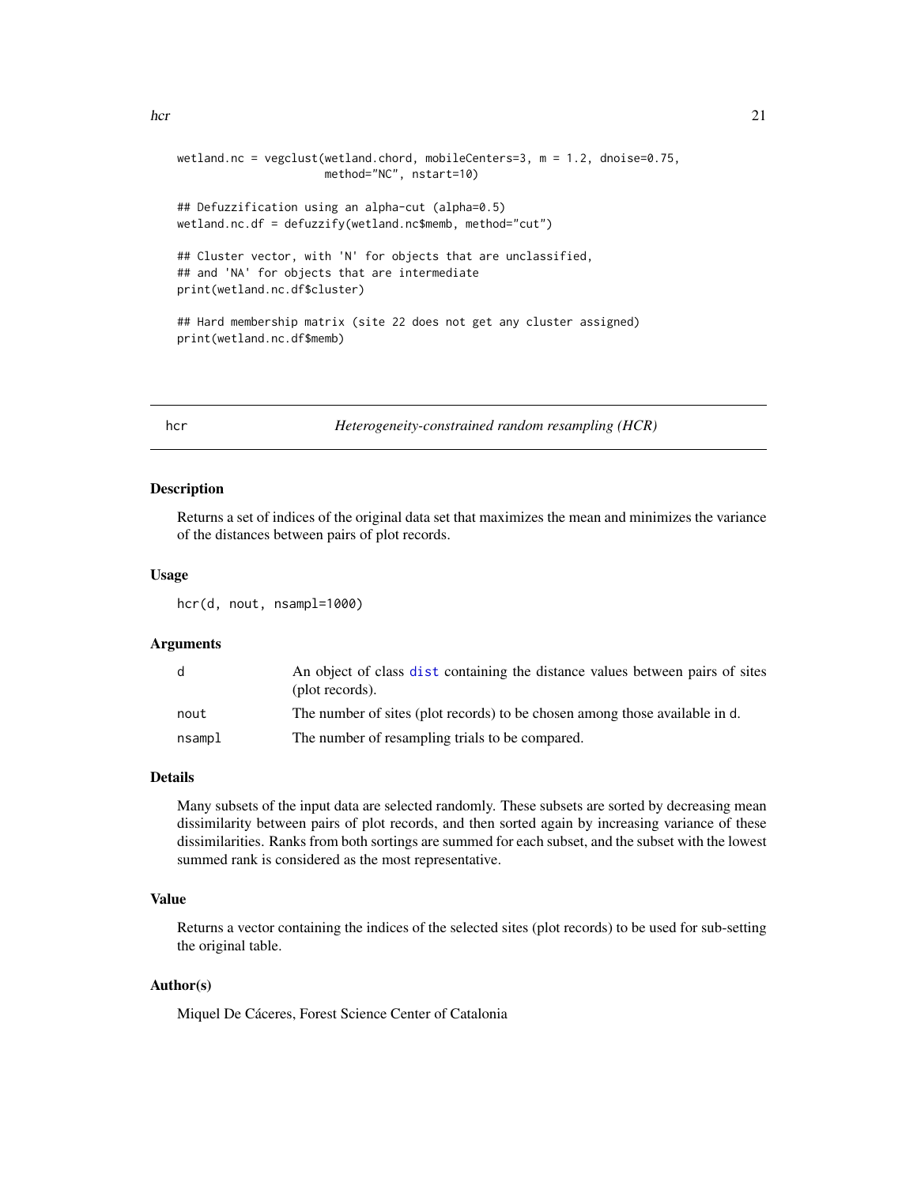```
wetland.nc = vegclust(wetland.chord, mobileCenters=3, m = 1.2, dnoise=0.75,
                      method="NC", nstart=10)

## Defuzzification using an alpha-cut (alpha=0.5)
wetland.nc.df = defuzzify(wetland.nc$memb, method="cut")

## Cluster vector, with 'N' for objects that are unclassified,
## and 'NA' for objects that are intermediate
print(wetland.nc.df$cluster)

## Hard membership matrix (site 22 does not get any cluster assigned)
print(wetland.nc.df$memb)
```

---

## hcr — *Heterogeneity-constrained random resampling (HCR)*

### Description

Returns a set of indices of the original data set that maximizes the mean and minimizes the variance of the distances between pairs of plot records.

### Usage

```
hcr(d, nout, nsampl=1000)
```

### Arguments

| | |
|---|---|
| d | An object of class dist containing the distance values between pairs of sites (plot records). |
| nout | The number of sites (plot records) to be chosen among those available in d. |
| nsampl | The number of resampling trials to be compared. |

### Details

Many subsets of the input data are selected randomly. These subsets are sorted by decreasing mean dissimilarity between pairs of plot records, and then sorted again by increasing variance of these dissimilarities. Ranks from both sortings are summed for each subset, and the subset with the lowest summed rank is considered as the most representative.

### Value

Returns a vector containing the indices of the selected sites (plot records) to be used for sub-setting the original table.

### Author(s)

Miquel De Cáceres, Forest Science Center of Catalonia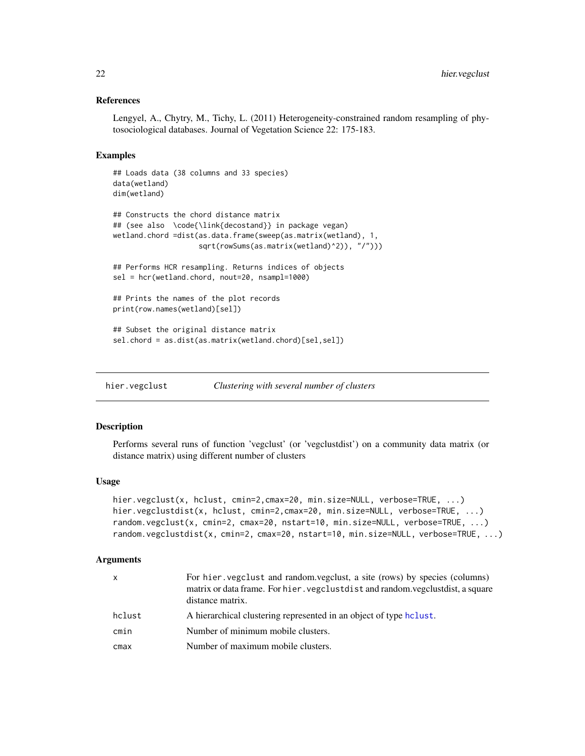### References

Lengyel, A., Chytry, M., Tichy, L. (2011) Heterogeneity-constrained random resampling of phytosociological databases. Journal of Vegetation Science 22: 175-183.

### Examples

```
## Loads data (38 columns and 33 species)
data(wetland)
dim(wetland)

## Constructs the chord distance matrix
## (see also  \code{\link{decostand}} in package vegan)
wetland.chord =dist(as.data.frame(sweep(as.matrix(wetland), 1,
                    sqrt(rowSums(as.matrix(wetland)^2)), "/")))

## Performs HCR resampling. Returns indices of objects
sel = hcr(wetland.chord, nout=20, nsampl=1000)

## Prints the names of the plot records
print(row.names(wetland)[sel])

## Subset the original distance matrix
sel.chord = as.dist(as.matrix(wetland.chord)[sel,sel])
```

---

## hier.vegclust — *Clustering with several number of clusters*

### Description

Performs several runs of function 'vegclust' (or 'vegclustdist') on a community data matrix (or distance matrix) using different number of clusters

### Usage

```
hier.vegclust(x, hclust, cmin=2,cmax=20, min.size=NULL, verbose=TRUE, ...)
hier.vegclustdist(x, hclust, cmin=2,cmax=20, min.size=NULL, verbose=TRUE, ...)
random.vegclust(x, cmin=2, cmax=20, nstart=10, min.size=NULL, verbose=TRUE, ...)
random.vegclustdist(x, cmin=2, cmax=20, nstart=10, min.size=NULL, verbose=TRUE, ...)
```

### Arguments

| | |
|---|---|
| x | For hier.vegclust and random.vegclust, a site (rows) by species (columns) matrix or data frame. For hier.vegclustdist and random.vegclustdist, a square distance matrix. |
| hclust | A hierarchical clustering represented in an object of type hclust. |
| cmin | Number of minimum mobile clusters. |
| cmax | Number of maximum mobile clusters. |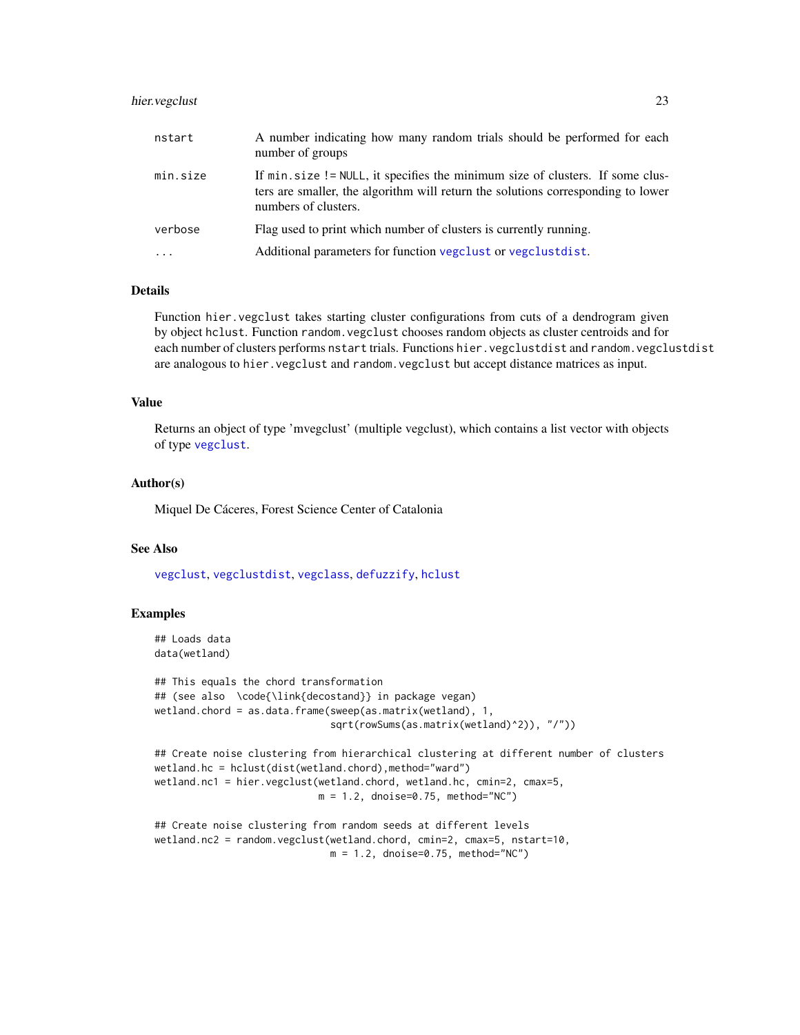| | |
|---|---|
| nstart | A number indicating how many random trials should be performed for each number of groups |
| min.size | If min.size != NULL, it specifies the minimum size of clusters. If some clusters are smaller, the algorithm will return the solutions corresponding to lower numbers of clusters. |
| verbose | Flag used to print which number of clusters is currently running. |
| ... | Additional parameters for function vegclust or vegclustdist. |

## Details

Function `hier.vegclust` takes starting cluster configurations from cuts of a dendrogram given by object `hclust`. Function `random.vegclust` chooses random objects as cluster centroids and for each number of clusters performs `nstart` trials. Functions `hier.vegclustdist` and `random.vegclustdist` are analogous to `hier.vegclust` and `random.vegclust` but accept distance matrices as input.

## Value

Returns an object of type 'mvegclust' (multiple vegclust), which contains a list vector with objects of type vegclust.

## Author(s)

Miquel De Cáceres, Forest Science Center of Catalonia

## See Also

vegclust, vegclustdist, vegclass, defuzzify, hclust

## Examples

```
## Loads data
data(wetland)

## This equals the chord transformation
## (see also  \code{\link{decostand}} in package vegan)
wetland.chord = as.data.frame(sweep(as.matrix(wetland), 1,
                              sqrt(rowSums(as.matrix(wetland)^2)), "/"))

## Create noise clustering from hierarchical clustering at different number of clusters
wetland.hc = hclust(dist(wetland.chord),method="ward")
wetland.nc1 = hier.vegclust(wetland.chord, wetland.hc, cmin=2, cmax=5,
                            m = 1.2, dnoise=0.75, method="NC")

## Create noise clustering from random seeds at different levels
wetland.nc2 = random.vegclust(wetland.chord, cmin=2, cmax=5, nstart=10,
                              m = 1.2, dnoise=0.75, method="NC")
```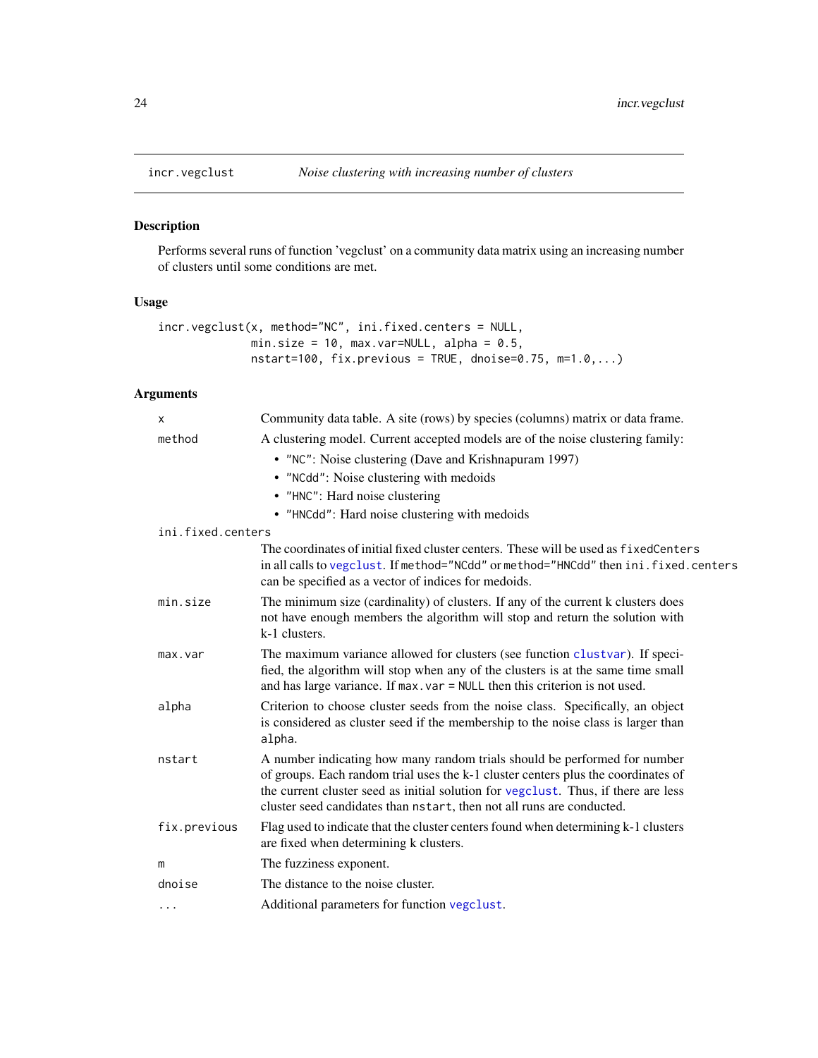# incr.vegclust — *Noise clustering with increasing number of clusters*

## Description

Performs several runs of function 'vegclust' on a community data matrix using an increasing number of clusters until some conditions are met.

## Usage

```
incr.vegclust(x, method="NC", ini.fixed.centers = NULL,
              min.size = 10, max.var=NULL, alpha = 0.5,
              nstart=100, fix.previous = TRUE, dnoise=0.75, m=1.0,...)
```

## Arguments

| Argument | Description |
|---|---|
| `x` | Community data table. A site (rows) by species (columns) matrix or data frame. |
| `method` | A clustering model. Current accepted models are of the noise clustering family: <br>• `"NC"`: Noise clustering (Dave and Krishnapuram 1997) <br>• `"NCdd"`: Noise clustering with medoids <br>• `"HNC"`: Hard noise clustering <br>• `"HNCdd"`: Hard noise clustering with medoids |
| `ini.fixed.centers` | The coordinates of initial fixed cluster centers. These will be used as `fixedCenters` in all calls to `vegclust`. If `method="NCdd"` or `method="HNCdd"` then `ini.fixed.centers` can be specified as a vector of indices for medoids. |
| `min.size` | The minimum size (cardinality) of clusters. If any of the current k clusters does not have enough members the algorithm will stop and return the solution with k-1 clusters. |
| `max.var` | The maximum variance allowed for clusters (see function `clustvar`). If specified, the algorithm will stop when any of the clusters is at the same time small and has large variance. If `max.var = NULL` then this criterion is not used. |
| `alpha` | Criterion to choose cluster seeds from the noise class. Specifically, an object is considered as cluster seed if the membership to the noise class is larger than `alpha`. |
| `nstart` | A number indicating how many random trials should be performed for number of groups. Each random trial uses the k-1 cluster centers plus the coordinates of the current cluster seed as initial solution for `vegclust`. Thus, if there are less cluster seed candidates than `nstart`, then not all runs are conducted. |
| `fix.previous` | Flag used to indicate that the cluster centers found when determining k-1 clusters are fixed when determining k clusters. |
| `m` | The fuzziness exponent. |
| `dnoise` | The distance to the noise cluster. |
| `...` | Additional parameters for function `vegclust`. |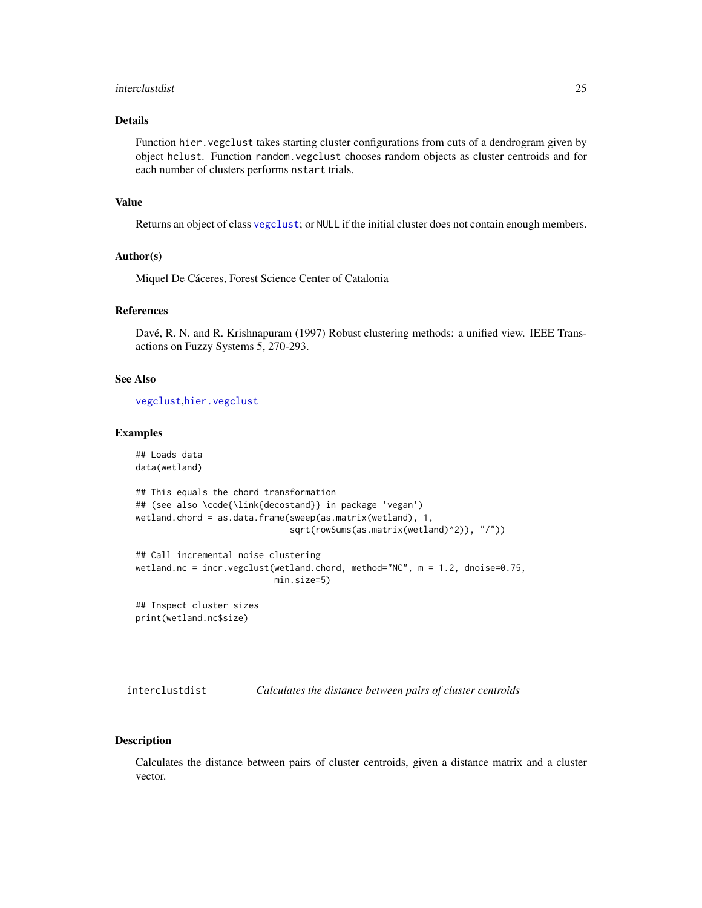## Details

Function `hier.vegclust` takes starting cluster configurations from cuts of a dendrogram given by object `hclust`. Function `random.vegclust` chooses random objects as cluster centroids and for each number of clusters performs `nstart` trials.

## Value

Returns an object of class `vegclust`; or `NULL` if the initial cluster does not contain enough members.

## Author(s)

Miquel De Cáceres, Forest Science Center of Catalonia

## References

Davé, R. N. and R. Krishnapuram (1997) Robust clustering methods: a unified view. IEEE Transactions on Fuzzy Systems 5, 270-293.

## See Also

`vegclust`,`hier.vegclust`

## Examples

```
## Loads data
data(wetland)

## This equals the chord transformation
## (see also \code{\link{decostand}} in package 'vegan')
wetland.chord = as.data.frame(sweep(as.matrix(wetland), 1,
                              sqrt(rowSums(as.matrix(wetland)^2)), "/"))

## Call incremental noise clustering
wetland.nc = incr.vegclust(wetland.chord, method="NC", m = 1.2, dnoise=0.75,
                           min.size=5)

## Inspect cluster sizes
print(wetland.nc$size)
```

---

# interclustdist — *Calculates the distance between pairs of cluster centroids*

## Description

Calculates the distance between pairs of cluster centroids, given a distance matrix and a cluster vector.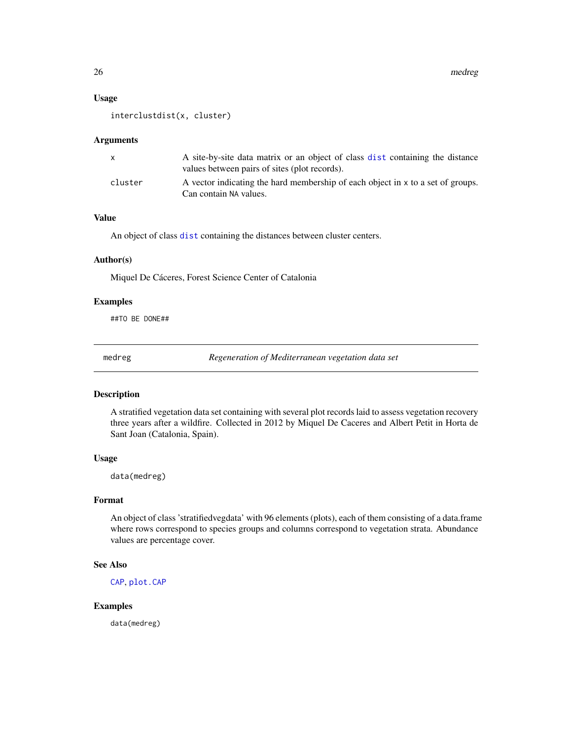### Usage

```
interclustdist(x, cluster)
```

### Arguments

| | |
|---|---|
| x | A site-by-site data matrix or an object of class `dist` containing the distance values between pairs of sites (plot records). |
| cluster | A vector indicating the hard membership of each object in `x` to a set of groups. Can contain `NA` values. |

### Value

An object of class `dist` containing the distances between cluster centers.

### Author(s)

Miquel De Cáceres, Forest Science Center of Catalonia

### Examples

```
##TO BE DONE##
```

---

## medreg — *Regeneration of Mediterranean vegetation data set*

---

### Description

A stratified vegetation data set containing with several plot records laid to assess vegetation recovery three years after a wildfire. Collected in 2012 by Miquel De Caceres and Albert Petit in Horta de Sant Joan (Catalonia, Spain).

### Usage

```
data(medreg)
```

### Format

An object of class 'stratifiedvegdata' with 96 elements (plots), each of them consisting of a data.frame where rows correspond to species groups and columns correspond to vegetation strata. Abundance values are percentage cover.

### See Also

`CAP`, `plot.CAP`

### Examples

```
data(medreg)
```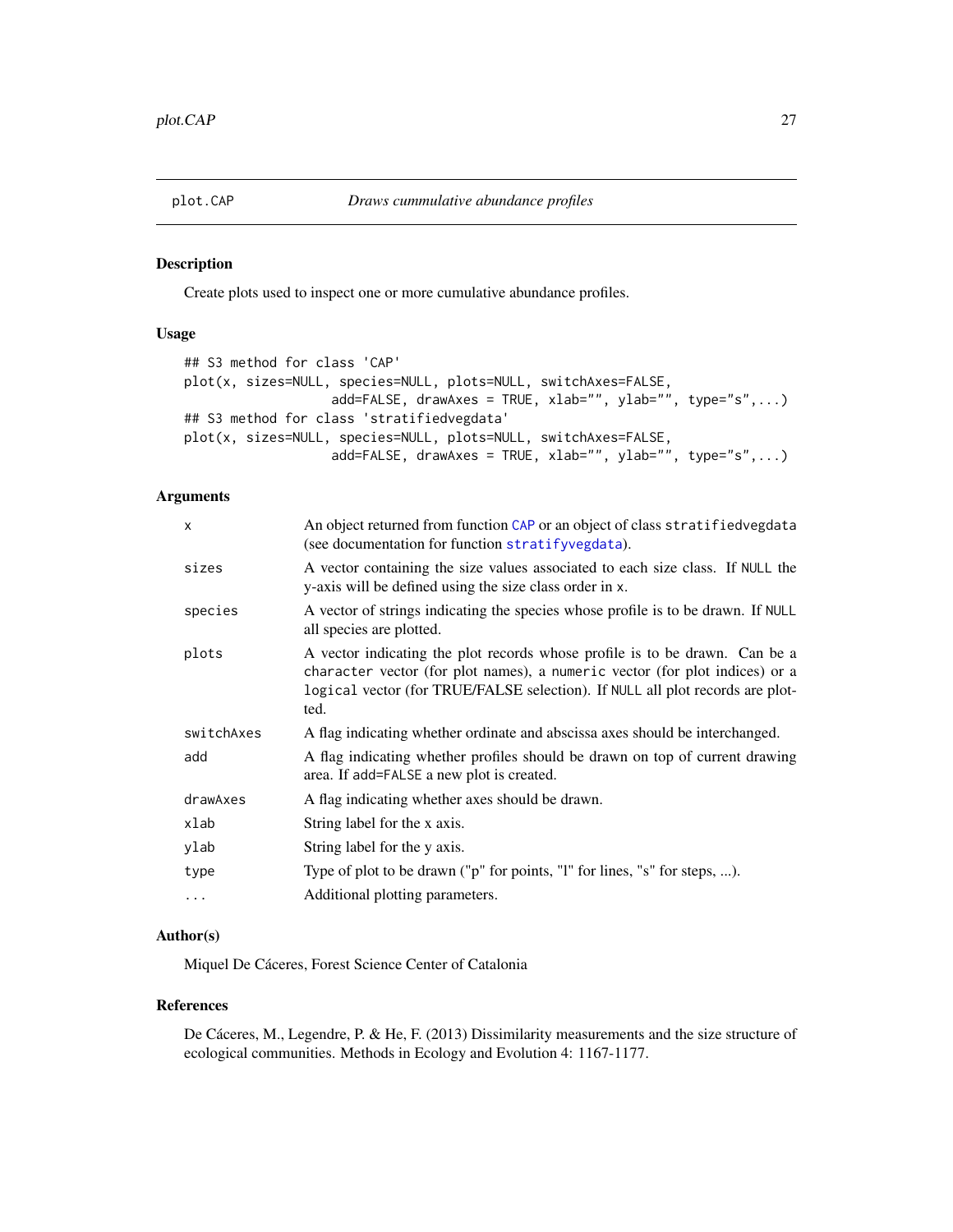# plot.CAP — *Draws cummulative abundance profiles*

## Description

Create plots used to inspect one or more cumulative abundance profiles.

## Usage

```
## S3 method for class 'CAP'
plot(x, sizes=NULL, species=NULL, plots=NULL, switchAxes=FALSE,
                 add=FALSE, drawAxes = TRUE, xlab="", ylab="", type="s",...)
## S3 method for class 'stratifiedvegdata'
plot(x, sizes=NULL, species=NULL, plots=NULL, switchAxes=FALSE,
                 add=FALSE, drawAxes = TRUE, xlab="", ylab="", type="s",...)
```

## Arguments

| | |
|---|---|
| `x` | An object returned from function `CAP` or an object of class `stratifiedvegdata` (see documentation for function `stratifyvegdata`). |
| `sizes` | A vector containing the size values associated to each size class. If `NULL` the y-axis will be defined using the size class order in `x`. |
| `species` | A vector of strings indicating the species whose profile is to be drawn. If `NULL` all species are plotted. |
| `plots` | A vector indicating the plot records whose profile is to be drawn. Can be a `character` vector (for plot names), a `numeric` vector (for plot indices) or a `logical` vector (for TRUE/FALSE selection). If `NULL` all plot records are plotted. |
| `switchAxes` | A flag indicating whether ordinate and abscissa axes should be interchanged. |
| `add` | A flag indicating whether profiles should be drawn on top of current drawing area. If `add=FALSE` a new plot is created. |
| `drawAxes` | A flag indicating whether axes should be drawn. |
| `xlab` | String label for the x axis. |
| `ylab` | String label for the y axis. |
| `type` | Type of plot to be drawn ("p" for points, "l" for lines, "s" for steps, ...). |
| `...` | Additional plotting parameters. |

## Author(s)

Miquel De Cáceres, Forest Science Center of Catalonia

## References

De Cáceres, M., Legendre, P. & He, F. (2013) Dissimilarity measurements and the size structure of ecological communities. Methods in Ecology and Evolution 4: 1167-1177.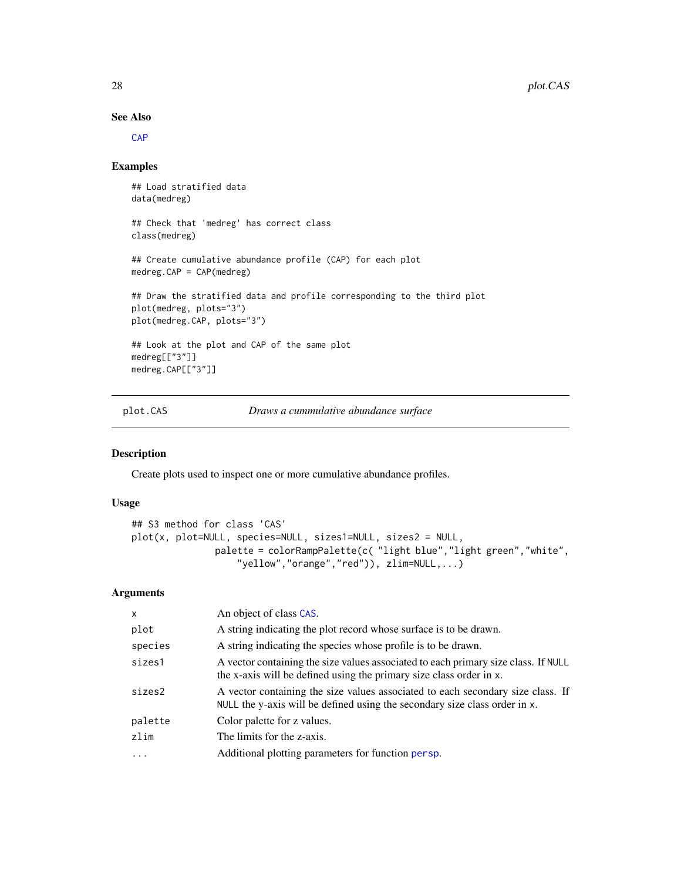## See Also

CAP

## Examples

```
## Load stratified data
data(medreg)

## Check that 'medreg' has correct class
class(medreg)

## Create cumulative abundance profile (CAP) for each plot
medreg.CAP = CAP(medreg)

## Draw the stratified data and profile corresponding to the third plot
plot(medreg, plots="3")
plot(medreg.CAP, plots="3")

## Look at the plot and CAP of the same plot
medreg[["3"]]
medreg.CAP[["3"]]
```

---

plot.CAS    *Draws a cummulative abundance surface*

---

## Description

Create plots used to inspect one or more cumulative abundance profiles.

## Usage

```
## S3 method for class 'CAS'
plot(x, plot=NULL, species=NULL, sizes1=NULL, sizes2 = NULL,
              palette = colorRampPalette(c( "light blue","light green","white",
                  "yellow","orange","red")), zlim=NULL,...)
```

## Arguments

| | |
|---|---|
| x | An object of class CAS. |
| plot | A string indicating the plot record whose surface is to be drawn. |
| species | A string indicating the species whose profile is to be drawn. |
| sizes1 | A vector containing the size values associated to each primary size class. If NULL the x-axis will be defined using the primary size class order in x. |
| sizes2 | A vector containing the size values associated to each secondary size class. If NULL the y-axis will be defined using the secondary size class order in x. |
| palette | Color palette for z values. |
| zlim | The limits for the z-axis. |
| ... | Additional plotting parameters for function persp. |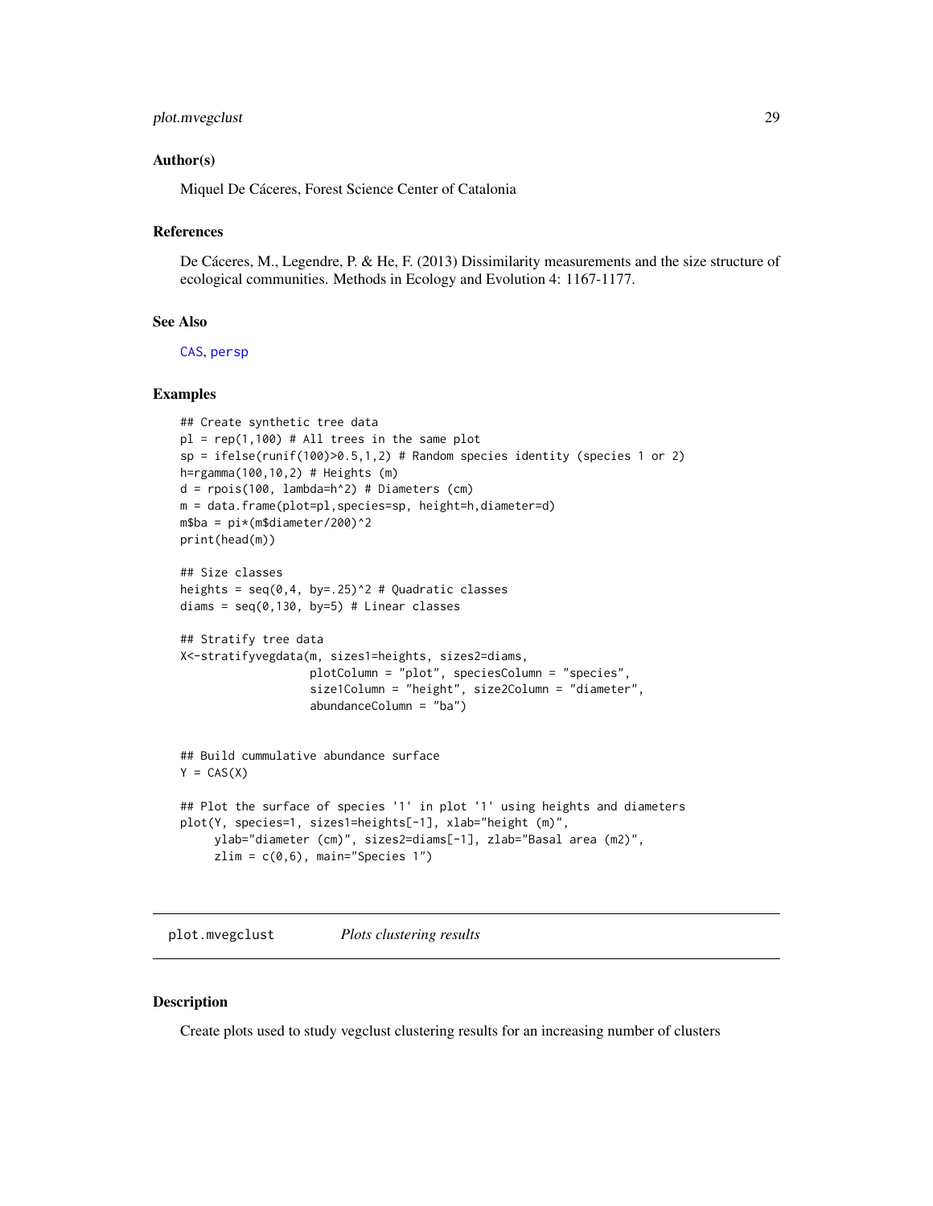### Author(s)

Miquel De Cáceres, Forest Science Center of Catalonia

### References

De Cáceres, M., Legendre, P. & He, F. (2013) Dissimilarity measurements and the size structure of ecological communities. Methods in Ecology and Evolution 4: 1167-1177.

### See Also

CAS, persp

### Examples

```
## Create synthetic tree data
pl = rep(1,100) # All trees in the same plot
sp = ifelse(runif(100)>0.5,1,2) # Random species identity (species 1 or 2)
h=rgamma(100,10,2) # Heights (m)
d = rpois(100, lambda=h^2) # Diameters (cm)
m = data.frame(plot=pl,species=sp, height=h,diameter=d)
m$ba = pi*(m$diameter/200)^2
print(head(m))

## Size classes
heights = seq(0,4, by=.25)^2 # Quadratic classes
diams = seq(0,130, by=5) # Linear classes

## Stratify tree data
X<-stratifyvegdata(m, sizes1=heights, sizes2=diams,
                   plotColumn = "plot", speciesColumn = "species",
                   size1Column = "height", size2Column = "diameter",
                   abundanceColumn = "ba")


## Build cummulative abundance surface
Y = CAS(X)

## Plot the surface of species '1' in plot '1' using heights and diameters
plot(Y, species=1, sizes1=heights[-1], xlab="height (m)",
     ylab="diameter (cm)", sizes2=diams[-1], zlab="Basal area (m2)",
     zlim = c(0,6), main="Species 1")
```

---

## plot.mvegclust &nbsp;&nbsp;&nbsp;&nbsp; *Plots clustering results*

### Description

Create plots used to study vegclust clustering results for an increasing number of clusters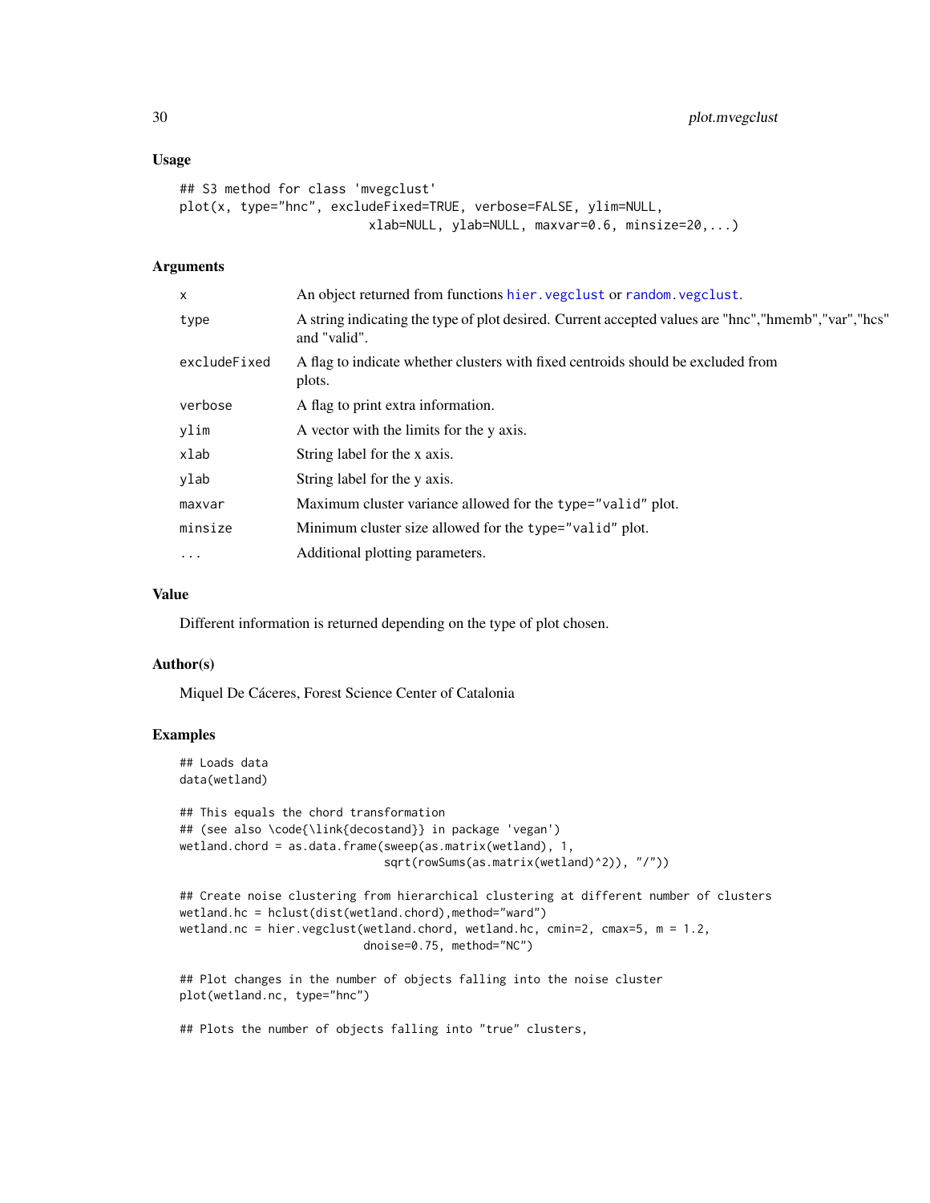### Usage

```
## S3 method for class 'mvegclust'
plot(x, type="hnc", excludeFixed=TRUE, verbose=FALSE, ylim=NULL,
                     xlab=NULL, ylab=NULL, maxvar=0.6, minsize=20,...)
```

### Arguments

| | |
|---|---|
| x | An object returned from functions hier.vegclust or random.vegclust. |
| type | A string indicating the type of plot desired. Current accepted values are "hnc","hmemb","var","hcs" and "valid". |
| excludeFixed | A flag to indicate whether clusters with fixed centroids should be excluded from plots. |
| verbose | A flag to print extra information. |
| ylim | A vector with the limits for the y axis. |
| xlab | String label for the x axis. |
| ylab | String label for the y axis. |
| maxvar | Maximum cluster variance allowed for the type="valid" plot. |
| minsize | Minimum cluster size allowed for the type="valid" plot. |
| ... | Additional plotting parameters. |

### Value

Different information is returned depending on the type of plot chosen.

### Author(s)

Miquel De Cáceres, Forest Science Center of Catalonia

### Examples

```
## Loads data
data(wetland)

## This equals the chord transformation
## (see also \code{\link{decostand}} in package 'vegan')
wetland.chord = as.data.frame(sweep(as.matrix(wetland), 1,
                              sqrt(rowSums(as.matrix(wetland)^2)), "/"))

## Create noise clustering from hierarchical clustering at different number of clusters
wetland.hc = hclust(dist(wetland.chord),method="ward")
wetland.nc = hier.vegclust(wetland.chord, wetland.hc, cmin=2, cmax=5, m = 1.2,
                           dnoise=0.75, method="NC")

## Plot changes in the number of objects falling into the noise cluster
plot(wetland.nc, type="hnc")

## Plots the number of objects falling into "true" clusters,
```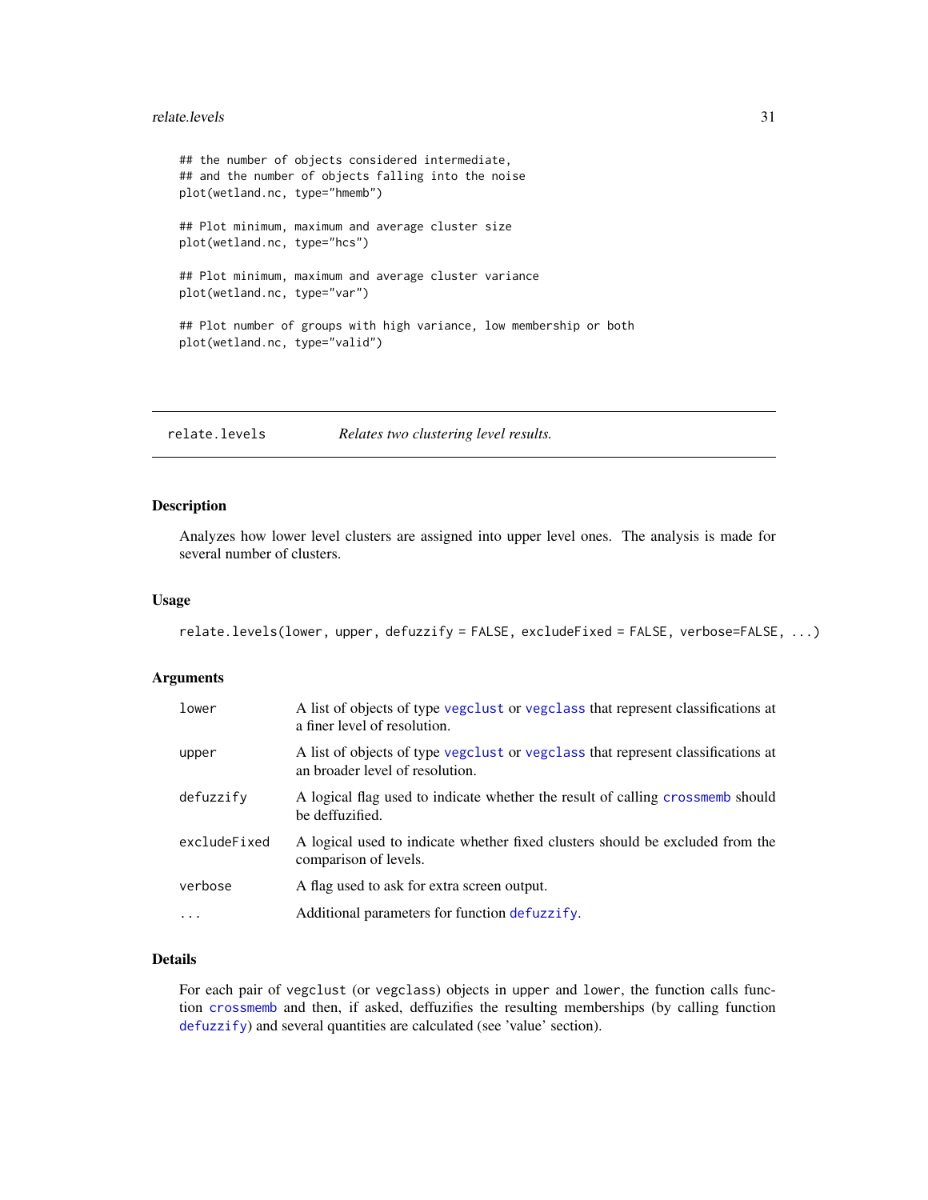```
## the number of objects considered intermediate,
## and the number of objects falling into the noise
plot(wetland.nc, type="hmemb")

## Plot minimum, maximum and average cluster size
plot(wetland.nc, type="hcs")

## Plot minimum, maximum and average cluster variance
plot(wetland.nc, type="var")

## Plot number of groups with high variance, low membership or both
plot(wetland.nc, type="valid")
```

---

## relate.levels — *Relates two clustering level results.*

---

### Description

Analyzes how lower level clusters are assigned into upper level ones. The analysis is made for several number of clusters.

### Usage

```
relate.levels(lower, upper, defuzzify = FALSE, excludeFixed = FALSE, verbose=FALSE, ...)
```

### Arguments

| | |
|---|---|
| lower | A list of objects of type vegclust or vegclass that represent classifications at a finer level of resolution. |
| upper | A list of objects of type vegclust or vegclass that represent classifications at an broader level of resolution. |
| defuzzify | A logical flag used to indicate whether the result of calling crossmemb should be deffuzified. |
| excludeFixed | A logical used to indicate whether fixed clusters should be excluded from the comparison of levels. |
| verbose | A flag used to ask for extra screen output. |
| ... | Additional parameters for function defuzzify. |

### Details

For each pair of vegclust (or vegclass) objects in upper and lower, the function calls function crossmemb and then, if asked, deffuzifies the resulting memberships (by calling function defuzzify) and several quantities are calculated (see 'value' section).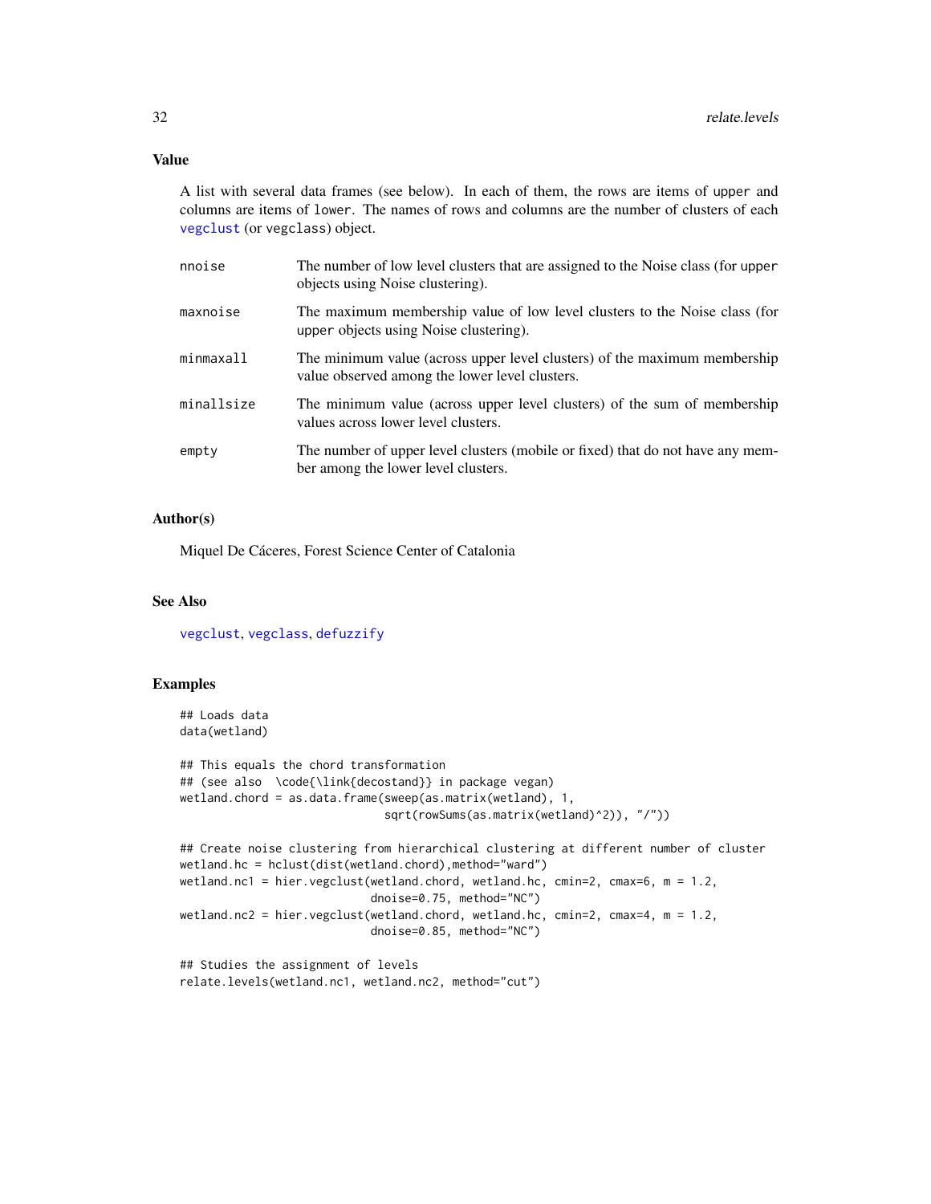### Value

A list with several data frames (see below). In each of them, the rows are items of `upper` and columns are items of `lower`. The names of rows and columns are the number of clusters of each `vegclust` (or `vegclass`) object.

| | |
|---|---|
| `nnoise` | The number of low level clusters that are assigned to the Noise class (for `upper` objects using Noise clustering). |
| `maxnoise` | The maximum membership value of low level clusters to the Noise class (for `upper` objects using Noise clustering). |
| `minmaxall` | The minimum value (across upper level clusters) of the maximum membership value observed among the lower level clusters. |
| `minallsize` | The minimum value (across upper level clusters) of the sum of membership values across lower level clusters. |
| `empty` | The number of upper level clusters (mobile or fixed) that do not have any member among the lower level clusters. |

### Author(s)

Miquel De Cáceres, Forest Science Center of Catalonia

### See Also

`vegclust`, `vegclass`, `defuzzify`

### Examples

```
## Loads data
data(wetland)

## This equals the chord transformation
## (see also  \code{\link{decostand}} in package vegan)
wetland.chord = as.data.frame(sweep(as.matrix(wetland), 1,
                              sqrt(rowSums(as.matrix(wetland)^2)), "/"))

## Create noise clustering from hierarchical clustering at different number of cluster
wetland.hc = hclust(dist(wetland.chord),method="ward")
wetland.nc1 = hier.vegclust(wetland.chord, wetland.hc, cmin=2, cmax=6, m = 1.2,
                            dnoise=0.75, method="NC")
wetland.nc2 = hier.vegclust(wetland.chord, wetland.hc, cmin=2, cmax=4, m = 1.2,
                            dnoise=0.85, method="NC")

## Studies the assignment of levels
relate.levels(wetland.nc1, wetland.nc2, method="cut")
```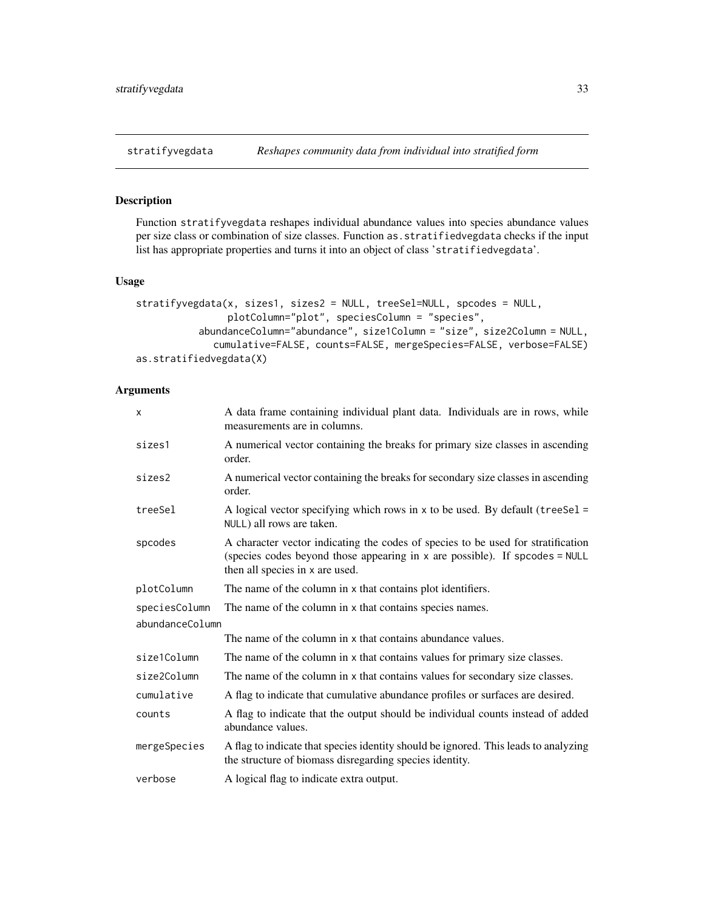stratifyvegdata    *Reshapes community data from individual into stratified form*

## Description

Function `stratifyvegdata` reshapes individual abundance values into species abundance values per size class or combination of size classes. Function `as.stratifiedvegdata` checks if the input list has appropriate properties and turns it into an object of class '`stratifiedvegdata`'.

## Usage

```
stratifyvegdata(x, sizes1, sizes2 = NULL, treeSel=NULL, spcodes = NULL,
                plotColumn="plot", speciesColumn = "species",
           abundanceColumn="abundance", size1Column = "size", size2Column = NULL,
              cumulative=FALSE, counts=FALSE, mergeSpecies=FALSE, verbose=FALSE)
as.stratifiedvegdata(X)
```

## Arguments

| | |
|---|---|
| `x` | A data frame containing individual plant data. Individuals are in rows, while measurements are in columns. |
| `sizes1` | A numerical vector containing the breaks for primary size classes in ascending order. |
| `sizes2` | A numerical vector containing the breaks for secondary size classes in ascending order. |
| `treeSel` | A logical vector specifying which rows in `x` to be used. By default (`treeSel = NULL`) all rows are taken. |
| `spcodes` | A character vector indicating the codes of species to be used for stratification (species codes beyond those appearing in `x` are possible). If `spcodes = NULL` then all species in `x` are used. |
| `plotColumn` | The name of the column in `x` that contains plot identifiers. |
| `speciesColumn` | The name of the column in `x` that contains species names. |
| `abundanceColumn` | The name of the column in `x` that contains abundance values. |
| `size1Column` | The name of the column in `x` that contains values for primary size classes. |
| `size2Column` | The name of the column in `x` that contains values for secondary size classes. |
| `cumulative` | A flag to indicate that cumulative abundance profiles or surfaces are desired. |
| `counts` | A flag to indicate that the output should be individual counts instead of added abundance values. |
| `mergeSpecies` | A flag to indicate that species identity should be ignored. This leads to analyzing the structure of biomass disregarding species identity. |
| `verbose` | A logical flag to indicate extra output. |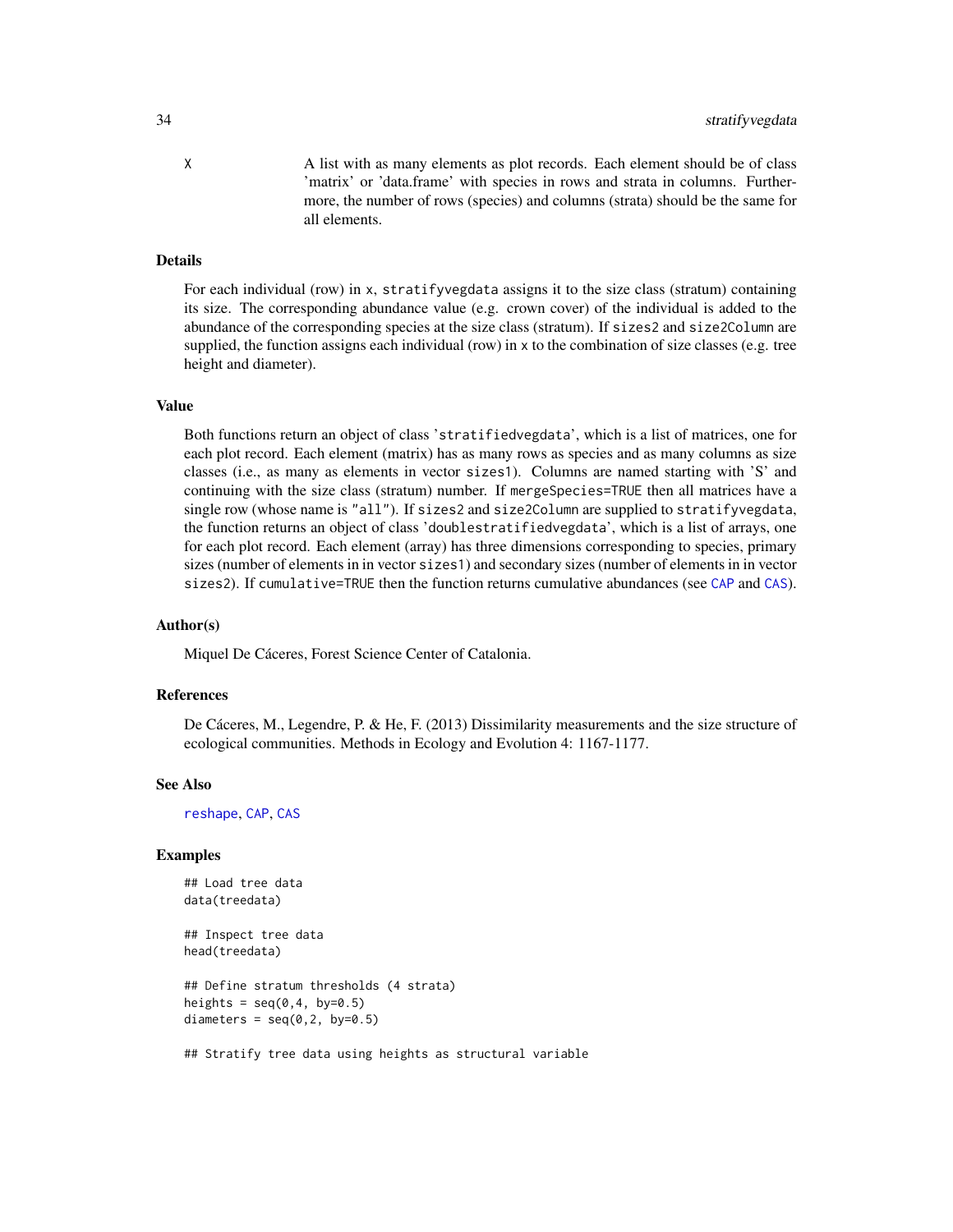X A list with as many elements as plot records. Each element should be of class 'matrix' or 'data.frame' with species in rows and strata in columns. Furthermore, the number of rows (species) and columns (strata) should be the same for all elements.

## Details

For each individual (row) in x, stratifyvegdata assigns it to the size class (stratum) containing its size. The corresponding abundance value (e.g. crown cover) of the individual is added to the abundance of the corresponding species at the size class (stratum). If sizes2 and size2Column are supplied, the function assigns each individual (row) in x to the combination of size classes (e.g. tree height and diameter).

## Value

Both functions return an object of class 'stratifiedvegdata', which is a list of matrices, one for each plot record. Each element (matrix) has as many rows as species and as many columns as size classes (i.e., as many as elements in vector sizes1). Columns are named starting with 'S' and continuing with the size class (stratum) number. If mergeSpecies=TRUE then all matrices have a single row (whose name is "all"). If sizes2 and size2Column are supplied to stratifyvegdata, the function returns an object of class 'doublestratifiedvegdata', which is a list of arrays, one for each plot record. Each element (array) has three dimensions corresponding to species, primary sizes (number of elements in in vector sizes1) and secondary sizes (number of elements in in vector sizes2). If cumulative=TRUE then the function returns cumulative abundances (see CAP and CAS).

## Author(s)

Miquel De Cáceres, Forest Science Center of Catalonia.

## References

De Cáceres, M., Legendre, P. & He, F. (2013) Dissimilarity measurements and the size structure of ecological communities. Methods in Ecology and Evolution 4: 1167-1177.

## See Also

reshape, CAP, CAS

## Examples

```
## Load tree data
data(treedata)

## Inspect tree data
head(treedata)

## Define stratum thresholds (4 strata)
heights = seq(0,4, by=0.5)
diameters = seq(0,2, by=0.5)

## Stratify tree data using heights as structural variable
```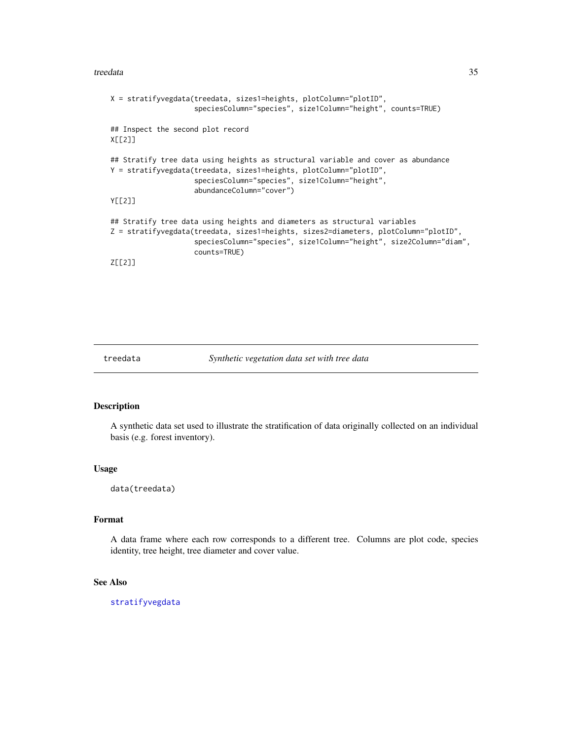```
X = stratifyvegdata(treedata, sizes1=heights, plotColumn="plotID",
                    speciesColumn="species", size1Column="height", counts=TRUE)

## Inspect the second plot record
X[[2]]

## Stratify tree data using heights as structural variable and cover as abundance
Y = stratifyvegdata(treedata, sizes1=heights, plotColumn="plotID",
                    speciesColumn="species", size1Column="height",
                    abundanceColumn="cover")
Y[[2]]

## Stratify tree data using heights and diameters as structural variables
Z = stratifyvegdata(treedata, sizes1=heights, sizes2=diameters, plotColumn="plotID",
                    speciesColumn="species", size1Column="height", size2Column="diam",
                    counts=TRUE)
Z[[2]]
```

---

`treedata` *Synthetic vegetation data set with tree data*

---

## Description

A synthetic data set used to illustrate the stratification of data originally collected on an individual basis (e.g. forest inventory).

## Usage

```
data(treedata)
```

## Format

A data frame where each row corresponds to a different tree. Columns are plot code, species identity, tree height, tree diameter and cover value.

## See Also

`stratifyvegdata`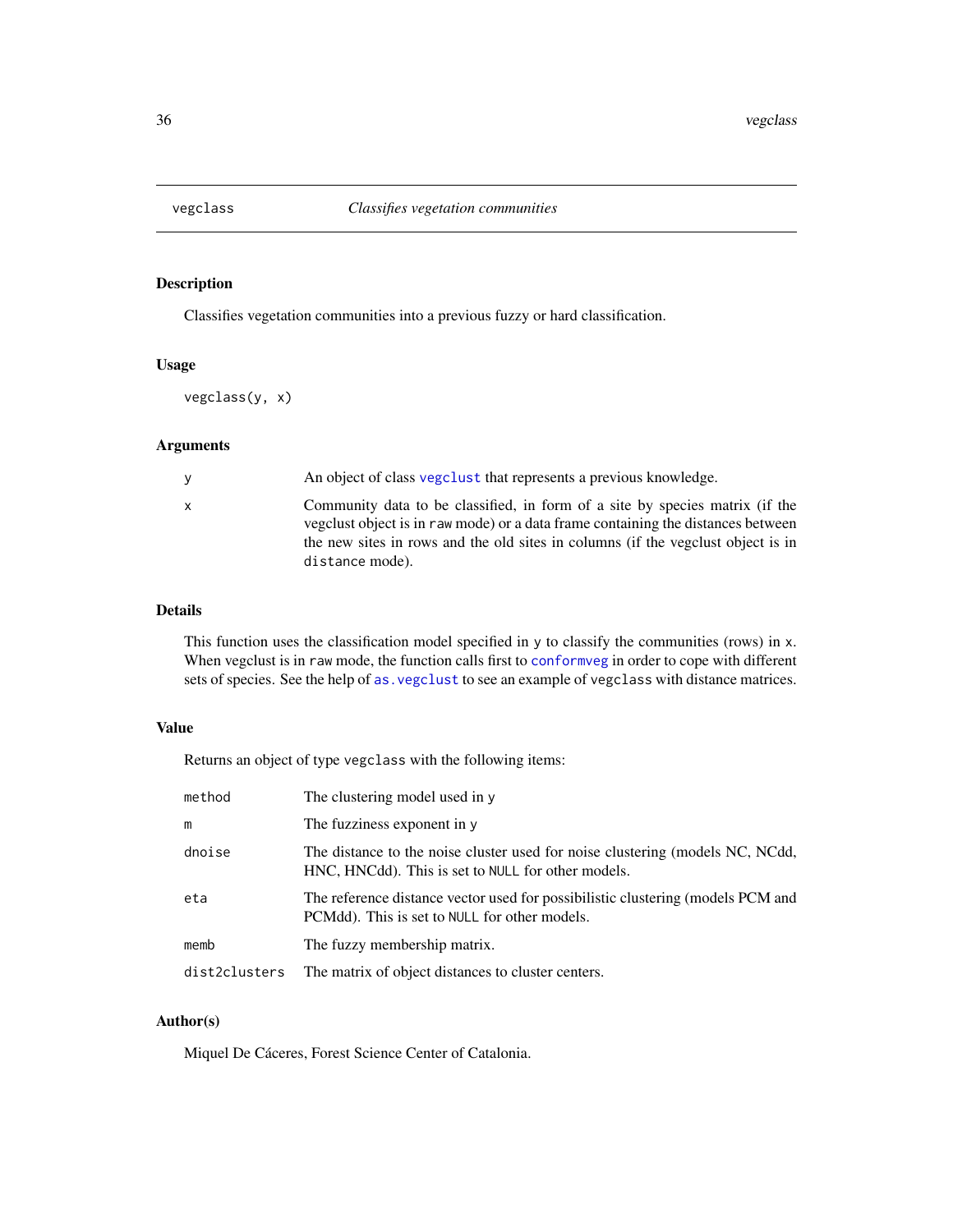# vegclass — *Classifies vegetation communities*

## Description

Classifies vegetation communities into a previous fuzzy or hard classification.

## Usage

```
vegclass(y, x)
```

## Arguments

| | |
|---|---|
| `y` | An object of class `vegclust` that represents a previous knowledge. |
| `x` | Community data to be classified, in form of a site by species matrix (if the vegclust object is in `raw` mode) or a data frame containing the distances between the new sites in rows and the old sites in columns (if the vegclust object is in `distance` mode). |

## Details

This function uses the classification model specified in `y` to classify the communities (rows) in `x`. When vegclust is in `raw` mode, the function calls first to `conformveg` in order to cope with different sets of species. See the help of `as.vegclust` to see an example of `vegclass` with distance matrices.

## Value

Returns an object of type `vegclass` with the following items:

| | |
|---|---|
| `method` | The clustering model used in `y` |
| `m` | The fuzziness exponent in `y` |
| `dnoise` | The distance to the noise cluster used for noise clustering (models NC, NCdd, HNC, HNCdd). This is set to `NULL` for other models. |
| `eta` | The reference distance vector used for possibilistic clustering (models PCM and PCMdd). This is set to `NULL` for other models. |
| `memb` | The fuzzy membership matrix. |
| `dist2clusters` | The matrix of object distances to cluster centers. |

## Author(s)

Miquel De Cáceres, Forest Science Center of Catalonia.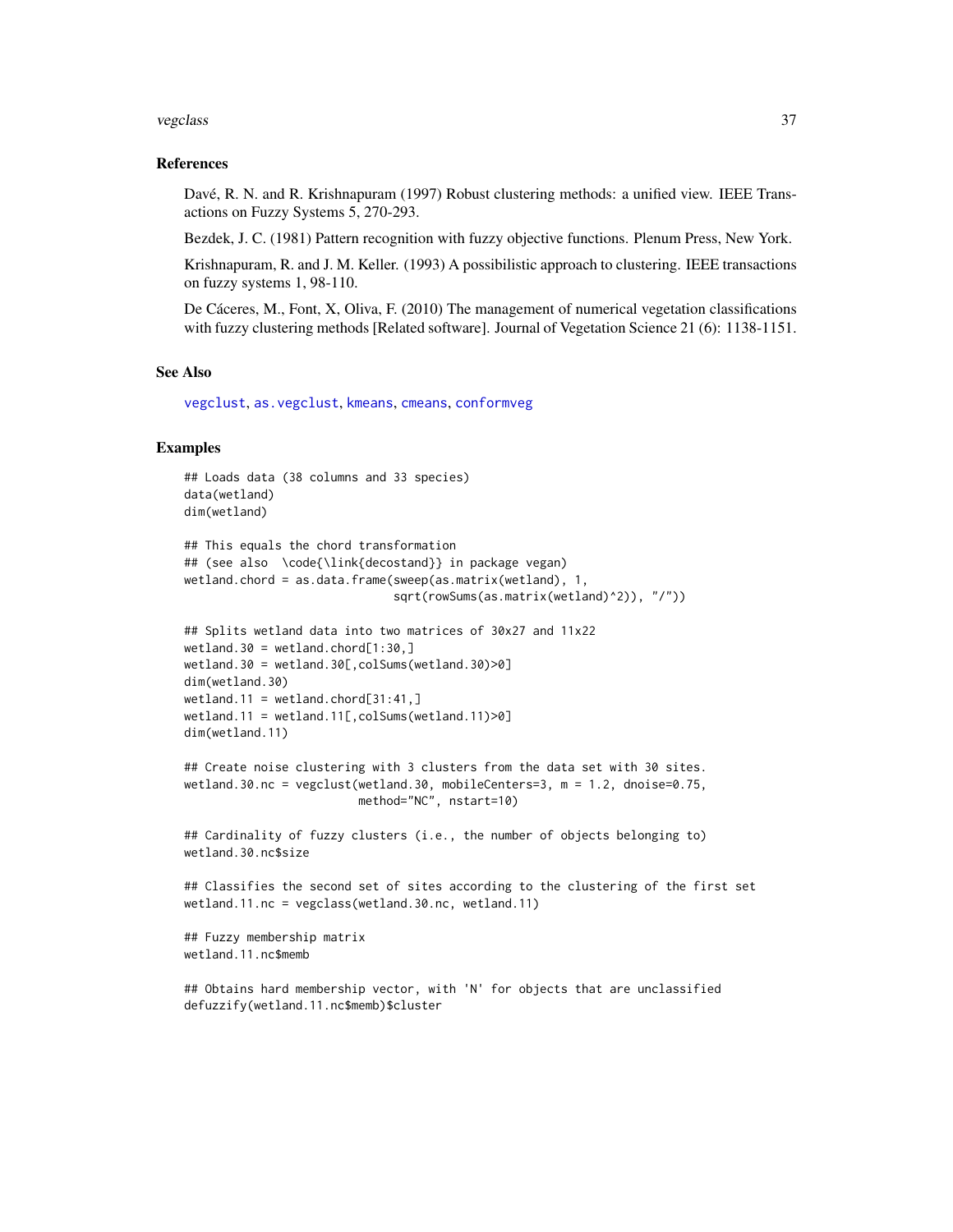## References

Davé, R. N. and R. Krishnapuram (1997) Robust clustering methods: a unified view. IEEE Transactions on Fuzzy Systems 5, 270-293.

Bezdek, J. C. (1981) Pattern recognition with fuzzy objective functions. Plenum Press, New York.

Krishnapuram, R. and J. M. Keller. (1993) A possibilistic approach to clustering. IEEE transactions on fuzzy systems 1, 98-110.

De Cáceres, M., Font, X, Oliva, F. (2010) The management of numerical vegetation classifications with fuzzy clustering methods [Related software]. Journal of Vegetation Science 21 (6): 1138-1151.

## See Also

vegclust, as.vegclust, kmeans, cmeans, conformveg

## Examples

```
## Loads data (38 columns and 33 species)
data(wetland)
dim(wetland)

## This equals the chord transformation
## (see also  \code{\link{decostand}} in package vegan)
wetland.chord = as.data.frame(sweep(as.matrix(wetland), 1,
                              sqrt(rowSums(as.matrix(wetland)^2)), "/"))

## Splits wetland data into two matrices of 30x27 and 11x22
wetland.30 = wetland.chord[1:30,]
wetland.30 = wetland.30[,colSums(wetland.30)>0]
dim(wetland.30)
wetland.11 = wetland.chord[31:41,]
wetland.11 = wetland.11[,colSums(wetland.11)>0]
dim(wetland.11)

## Create noise clustering with 3 clusters from the data set with 30 sites.
wetland.30.nc = vegclust(wetland.30, mobileCenters=3, m = 1.2, dnoise=0.75,
                         method="NC", nstart=10)

## Cardinality of fuzzy clusters (i.e., the number of objects belonging to)
wetland.30.nc$size

## Classifies the second set of sites according to the clustering of the first set
wetland.11.nc = vegclass(wetland.30.nc, wetland.11)

## Fuzzy membership matrix
wetland.11.nc$memb

## Obtains hard membership vector, with 'N' for objects that are unclassified
defuzzify(wetland.11.nc$memb)$cluster
```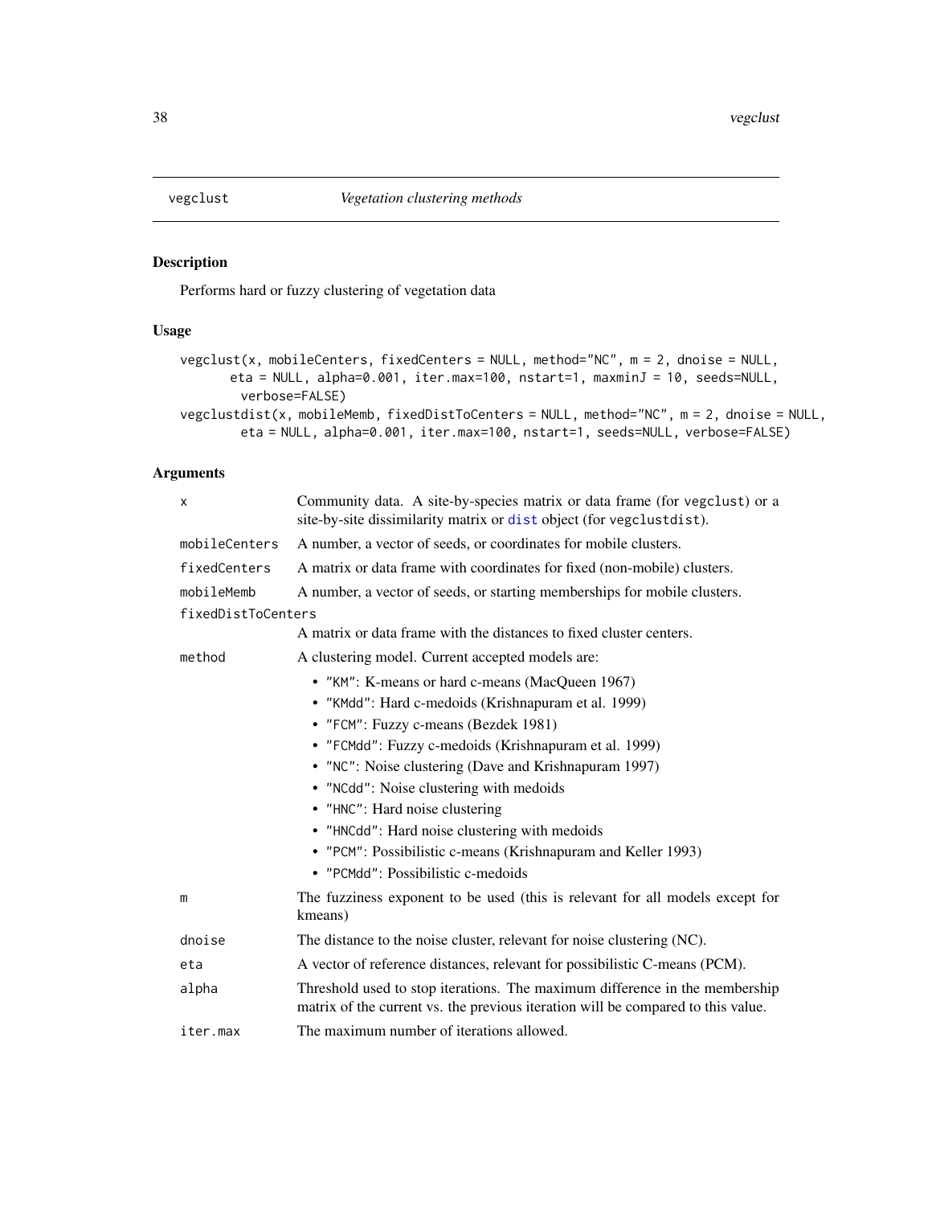## vegclust *Vegetation clustering methods*

### Description

Performs hard or fuzzy clustering of vegetation data

### Usage

```
vegclust(x, mobileCenters, fixedCenters = NULL, method="NC", m = 2, dnoise = NULL,
      eta = NULL, alpha=0.001, iter.max=100, nstart=1, maxminJ = 10, seeds=NULL,
       verbose=FALSE)
vegclustdist(x, mobileMemb, fixedDistToCenters = NULL, method="NC", m = 2, dnoise = NULL,
       eta = NULL, alpha=0.001, iter.max=100, nstart=1, seeds=NULL, verbose=FALSE)
```

### Arguments

| | |
|---|---|
| `x` | Community data. A site-by-species matrix or data frame (for `vegclust`) or a site-by-site dissimilarity matrix or `dist` object (for `vegclustdist`). |
| `mobileCenters` | A number, a vector of seeds, or coordinates for mobile clusters. |
| `fixedCenters` | A matrix or data frame with coordinates for fixed (non-mobile) clusters. |
| `mobileMemb` | A number, a vector of seeds, or starting memberships for mobile clusters. |
| `fixedDistToCenters` | A matrix or data frame with the distances to fixed cluster centers. |
| `method` | A clustering model. Current accepted models are: <br>• `"KM"`: K-means or hard c-means (MacQueen 1967) <br>• `"KMdd"`: Hard c-medoids (Krishnapuram et al. 1999) <br>• `"FCM"`: Fuzzy c-means (Bezdek 1981) <br>• `"FCMdd"`: Fuzzy c-medoids (Krishnapuram et al. 1999) <br>• `"NC"`: Noise clustering (Dave and Krishnapuram 1997) <br>• `"NCdd"`: Noise clustering with medoids <br>• `"HNC"`: Hard noise clustering <br>• `"HNCdd"`: Hard noise clustering with medoids <br>• `"PCM"`: Possibilistic c-means (Krishnapuram and Keller 1993) <br>• `"PCMdd"`: Possibilistic c-medoids |
| `m` | The fuzziness exponent to be used (this is relevant for all models except for kmeans) |
| `dnoise` | The distance to the noise cluster, relevant for noise clustering (NC). |
| `eta` | A vector of reference distances, relevant for possibilistic C-means (PCM). |
| `alpha` | Threshold used to stop iterations. The maximum difference in the membership matrix of the current vs. the previous iteration will be compared to this value. |
| `iter.max` | The maximum number of iterations allowed. |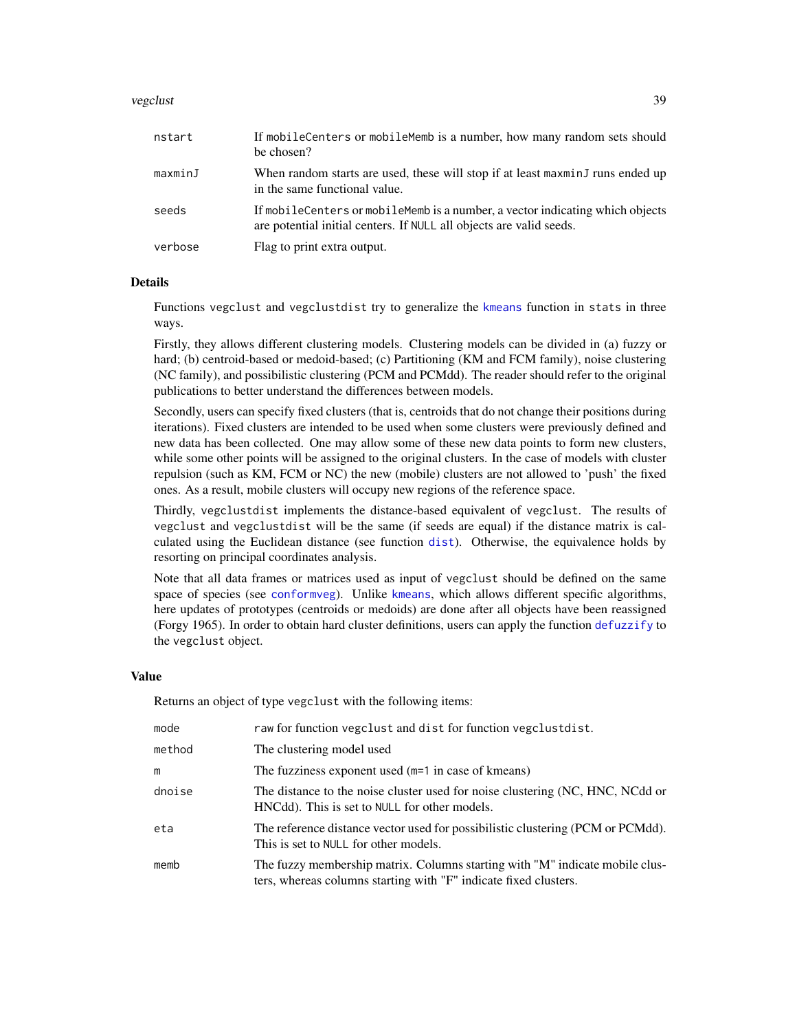| | |
|---|---|
| `nstart` | If `mobileCenters` or `mobileMemb` is a number, how many random sets should be chosen? |
| `maxminJ` | When random starts are used, these will stop if at least `maxminJ` runs ended up in the same functional value. |
| `seeds` | If `mobileCenters` or `mobileMemb` is a number, a vector indicating which objects are potential initial centers. If `NULL` all objects are valid seeds. |
| `verbose` | Flag to print extra output. |

### Details

Functions `vegclust` and `vegclustdist` try to generalize the `kmeans` function in `stats` in three ways.

Firstly, they allows different clustering models. Clustering models can be divided in (a) fuzzy or hard; (b) centroid-based or medoid-based; (c) Partitioning (KM and FCM family), noise clustering (NC family), and possibilistic clustering (PCM and PCMdd). The reader should refer to the original publications to better understand the differences between models.

Secondly, users can specify fixed clusters (that is, centroids that do not change their positions during iterations). Fixed clusters are intended to be used when some clusters were previously defined and new data has been collected. One may allow some of these new data points to form new clusters, while some other points will be assigned to the original clusters. In the case of models with cluster repulsion (such as KM, FCM or NC) the new (mobile) clusters are not allowed to 'push' the fixed ones. As a result, mobile clusters will occupy new regions of the reference space.

Thirdly, `vegclustdist` implements the distance-based equivalent of `vegclust`. The results of `vegclust` and `vegclustdist` will be the same (if seeds are equal) if the distance matrix is calculated using the Euclidean distance (see function `dist`). Otherwise, the equivalence holds by resorting on principal coordinates analysis.

Note that all data frames or matrices used as input of `vegclust` should be defined on the same space of species (see `conformveg`). Unlike `kmeans`, which allows different specific algorithms, here updates of prototypes (centroids or medoids) are done after all objects have been reassigned (Forgy 1965). In order to obtain hard cluster definitions, users can apply the function `defuzzify` to the `vegclust` object.

### Value

Returns an object of type `vegclust` with the following items:

| | |
|---|---|
| `mode` | `raw` for function `vegclust` and `dist` for function `vegclustdist`. |
| `method` | The clustering model used |
| `m` | The fuzziness exponent used (`m=1` in case of kmeans) |
| `dnoise` | The distance to the noise cluster used for noise clustering (NC, HNC, NCdd or HNCdd). This is set to `NULL` for other models. |
| `eta` | The reference distance vector used for possibilistic clustering (PCM or PCMdd). This is set to `NULL` for other models. |
| `memb` | The fuzzy membership matrix. Columns starting with "M" indicate mobile clusters, whereas columns starting with "F" indicate fixed clusters. |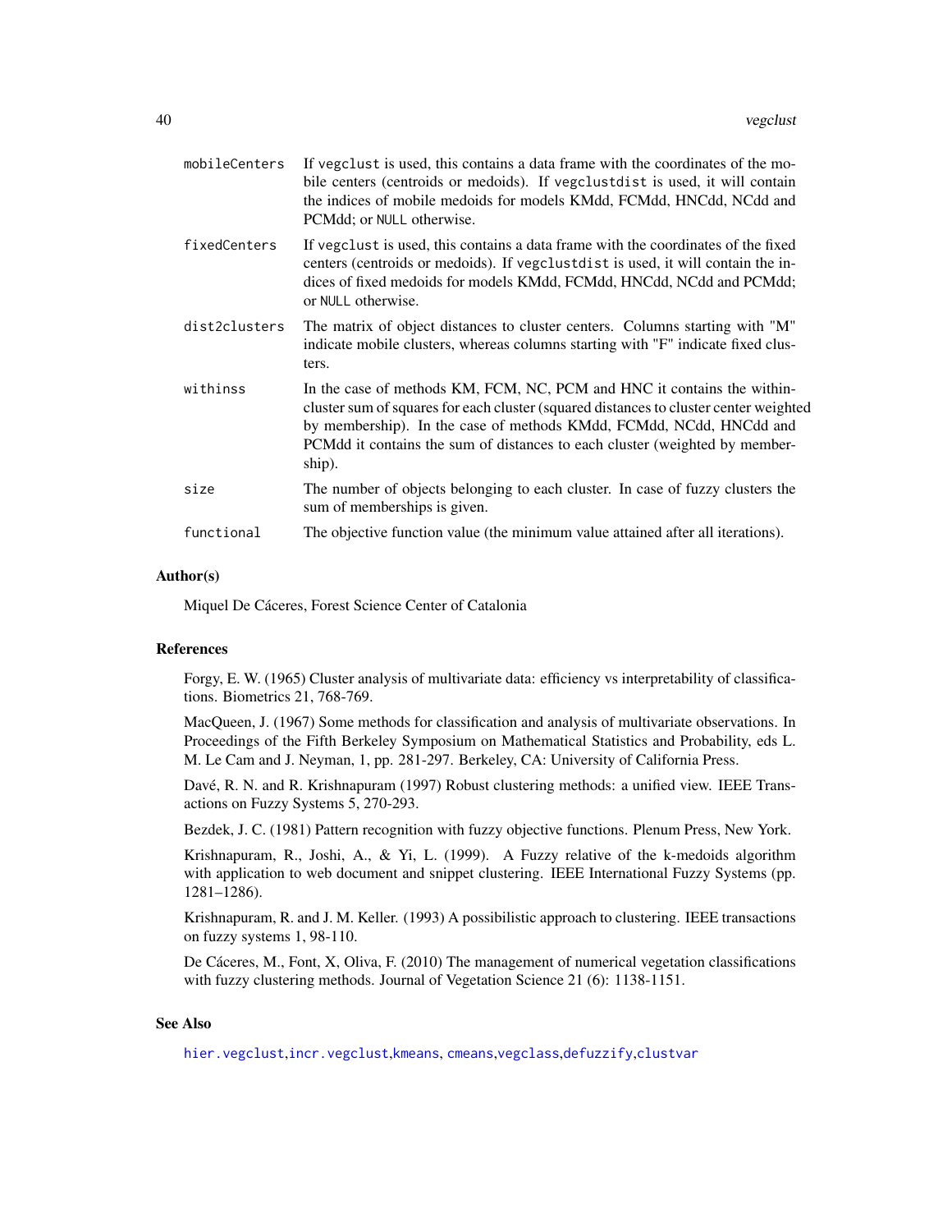| | |
|---|---|
| `mobileCenters` | If `vegclust` is used, this contains a data frame with the coordinates of the mobile centers (centroids or medoids). If `vegclustdist` is used, it will contain the indices of mobile medoids for models KMdd, FCMdd, HNCdd, NCdd and PCMdd; or `NULL` otherwise. |
| `fixedCenters` | If `vegclust` is used, this contains a data frame with the coordinates of the fixed centers (centroids or medoids). If `vegclustdist` is used, it will contain the indices of fixed medoids for models KMdd, FCMdd, HNCdd, NCdd and PCMdd; or `NULL` otherwise. |
| `dist2clusters` | The matrix of object distances to cluster centers. Columns starting with "M" indicate mobile clusters, whereas columns starting with "F" indicate fixed clusters. |
| `withinss` | In the case of methods KM, FCM, NC, PCM and HNC it contains the within-cluster sum of squares for each cluster (squared distances to cluster center weighted by membership). In the case of methods KMdd, FCMdd, NCdd, HNCdd and PCMdd it contains the sum of distances to each cluster (weighted by membership). |
| `size` | The number of objects belonging to each cluster. In case of fuzzy clusters the sum of memberships is given. |
| `functional` | The objective function value (the minimum value attained after all iterations). |

### Author(s)

Miquel De Cáceres, Forest Science Center of Catalonia

### References

Forgy, E. W. (1965) Cluster analysis of multivariate data: efficiency vs interpretability of classifications. Biometrics 21, 768-769.

MacQueen, J. (1967) Some methods for classification and analysis of multivariate observations. In Proceedings of the Fifth Berkeley Symposium on Mathematical Statistics and Probability, eds L. M. Le Cam and J. Neyman, 1, pp. 281-297. Berkeley, CA: University of California Press.

Davé, R. N. and R. Krishnapuram (1997) Robust clustering methods: a unified view. IEEE Transactions on Fuzzy Systems 5, 270-293.

Bezdek, J. C. (1981) Pattern recognition with fuzzy objective functions. Plenum Press, New York.

Krishnapuram, R., Joshi, A., & Yi, L. (1999). A Fuzzy relative of the k-medoids algorithm with application to web document and snippet clustering. IEEE International Fuzzy Systems (pp. 1281–1286).

Krishnapuram, R. and J. M. Keller. (1993) A possibilistic approach to clustering. IEEE transactions on fuzzy systems 1, 98-110.

De Cáceres, M., Font, X, Oliva, F. (2010) The management of numerical vegetation classifications with fuzzy clustering methods. Journal of Vegetation Science 21 (6): 1138-1151.

### See Also

`hier.vegclust`,`incr.vegclust`,`kmeans`, `cmeans`,`vegclass`,`defuzzify`,`clustvar`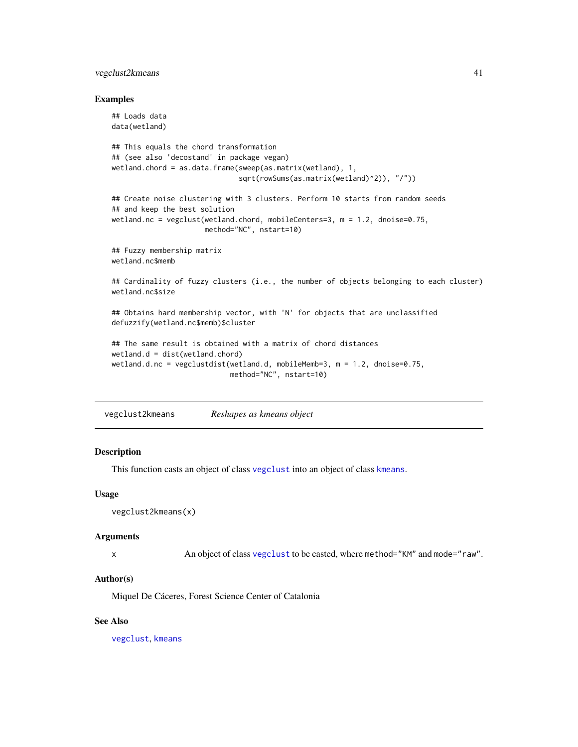## Examples

```
## Loads data
data(wetland)

## This equals the chord transformation
## (see also 'decostand' in package vegan)
wetland.chord = as.data.frame(sweep(as.matrix(wetland), 1,
                              sqrt(rowSums(as.matrix(wetland)^2)), "/"))

## Create noise clustering with 3 clusters. Perform 10 starts from random seeds
## and keep the best solution
wetland.nc = vegclust(wetland.chord, mobileCenters=3, m = 1.2, dnoise=0.75,
                      method="NC", nstart=10)

## Fuzzy membership matrix
wetland.nc$memb

## Cardinality of fuzzy clusters (i.e., the number of objects belonging to each cluster)
wetland.nc$size

## Obtains hard membership vector, with 'N' for objects that are unclassified
defuzzify(wetland.nc$memb)$cluster

## The same result is obtained with a matrix of chord distances
wetland.d = dist(wetland.chord)
wetland.d.nc = vegclustdist(wetland.d, mobileMemb=3, m = 1.2, dnoise=0.75,
                            method="NC", nstart=10)
```

---

# vegclust2kmeans *Reshapes as kmeans object*

## Description

This function casts an object of class `vegclust` into an object of class `kmeans`.

## Usage

```
vegclust2kmeans(x)
```

## Arguments

x    An object of class `vegclust` to be casted, where `method="KM"` and `mode="raw"`.

## Author(s)

Miquel De Cáceres, Forest Science Center of Catalonia

## See Also

`vegclust`, `kmeans`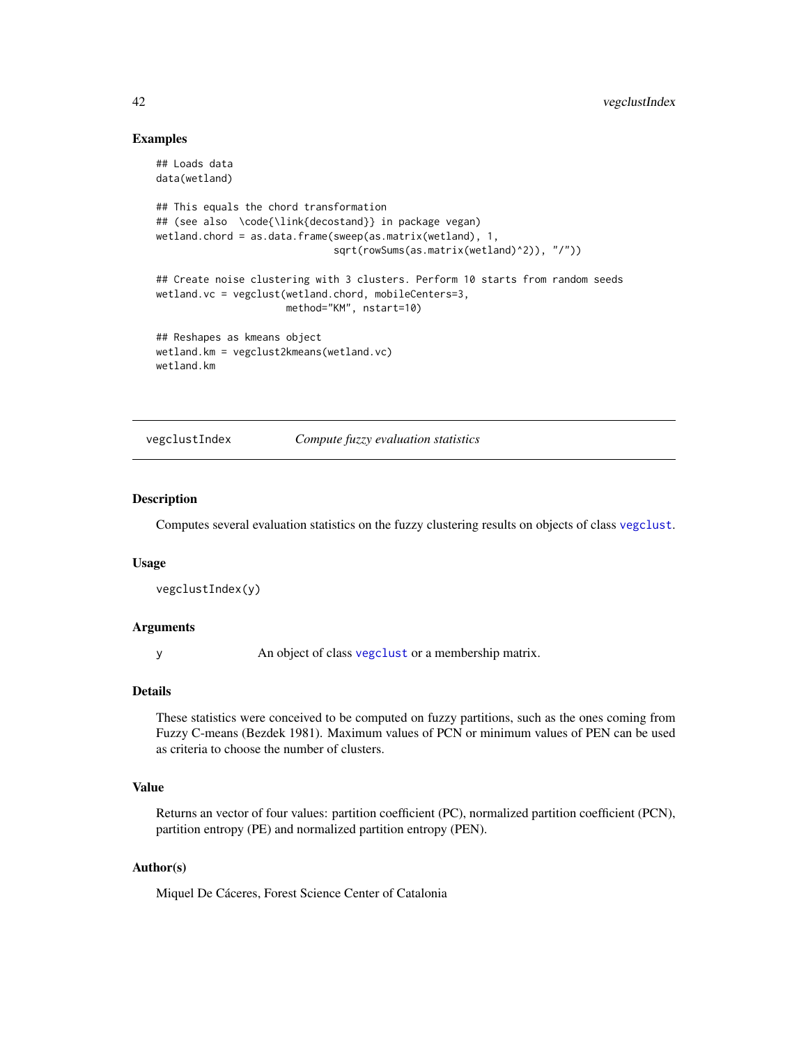### Examples

```
## Loads data
data(wetland)

## This equals the chord transformation
## (see also  \code{\link{decostand}} in package vegan)
wetland.chord = as.data.frame(sweep(as.matrix(wetland), 1,
                              sqrt(rowSums(as.matrix(wetland)^2)), "/"))

## Create noise clustering with 3 clusters. Perform 10 starts from random seeds
wetland.vc = vegclust(wetland.chord, mobileCenters=3,
                     method="KM", nstart=10)

## Reshapes as kmeans object
wetland.km = vegclust2kmeans(wetland.vc)
wetland.km
```

---

## vegclustIndex    *Compute fuzzy evaluation statistics*

---

### Description

Computes several evaluation statistics on the fuzzy clustering results on objects of class `vegclust`.

### Usage

```
vegclustIndex(y)
```

### Arguments

| | |
|---|---|
| y | An object of class `vegclust` or a membership matrix. |

### Details

These statistics were conceived to be computed on fuzzy partitions, such as the ones coming from Fuzzy C-means (Bezdek 1981). Maximum values of PCN or minimum values of PEN can be used as criteria to choose the number of clusters.

### Value

Returns an vector of four values: partition coefficient (PC), normalized partition coefficient (PCN), partition entropy (PE) and normalized partition entropy (PEN).

### Author(s)

Miquel De Cáceres, Forest Science Center of Catalonia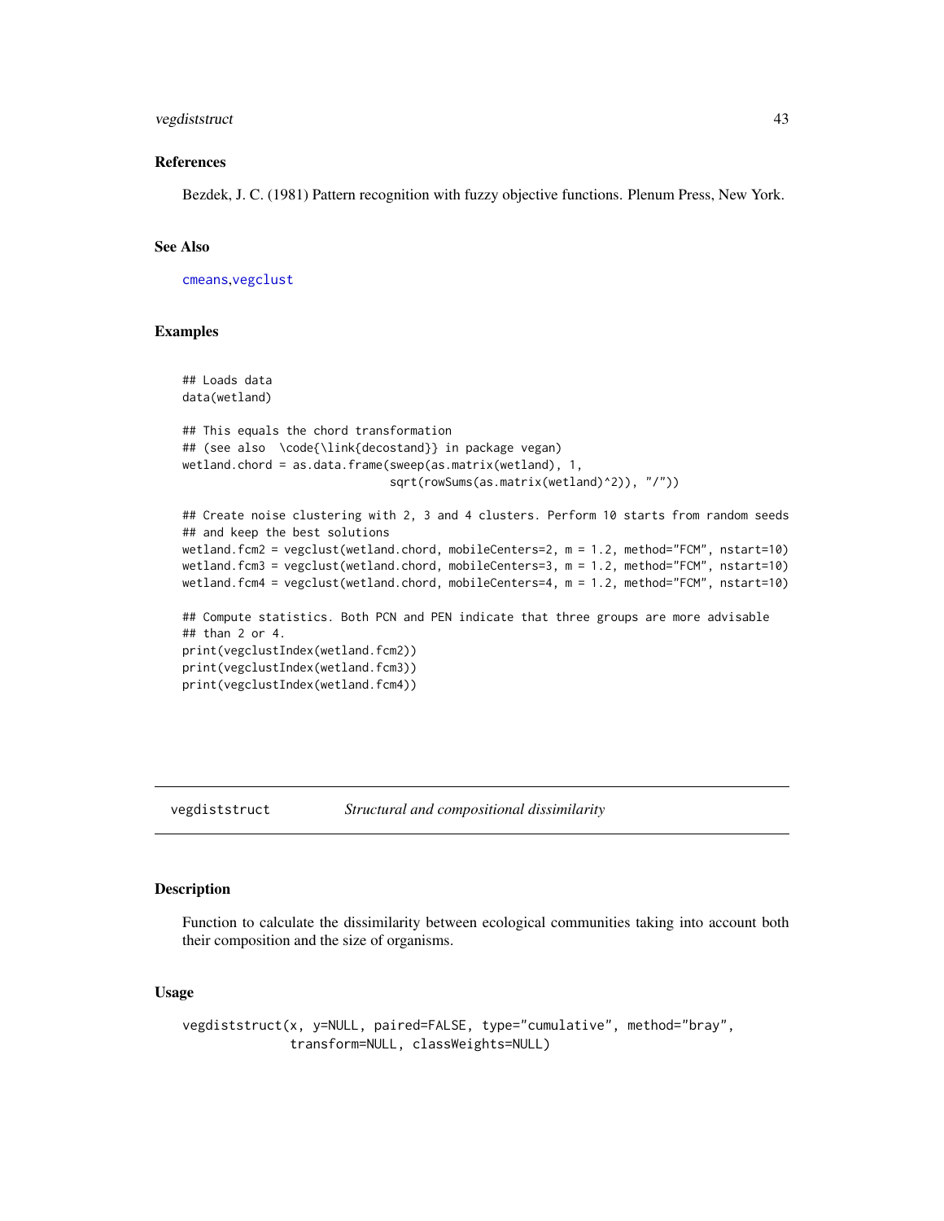### References

Bezdek, J. C. (1981) Pattern recognition with fuzzy objective functions. Plenum Press, New York.

### See Also

cmeans, vegclust

### Examples

```
## Loads data
data(wetland)

## This equals the chord transformation
## (see also  \code{\link{decostand}} in package vegan)
wetland.chord = as.data.frame(sweep(as.matrix(wetland), 1,
                              sqrt(rowSums(as.matrix(wetland)^2)), "/"))

## Create noise clustering with 2, 3 and 4 clusters. Perform 10 starts from random seeds
## and keep the best solutions
wetland.fcm2 = vegclust(wetland.chord, mobileCenters=2, m = 1.2, method="FCM", nstart=10)
wetland.fcm3 = vegclust(wetland.chord, mobileCenters=3, m = 1.2, method="FCM", nstart=10)
wetland.fcm4 = vegclust(wetland.chord, mobileCenters=4, m = 1.2, method="FCM", nstart=10)

## Compute statistics. Both PCN and PEN indicate that three groups are more advisable
## than 2 or 4.
print(vegclustIndex(wetland.fcm2))
print(vegclustIndex(wetland.fcm3))
print(vegclustIndex(wetland.fcm4))
```

---

## vegdiststruct — *Structural and compositional dissimilarity*

### Description

Function to calculate the dissimilarity between ecological communities taking into account both their composition and the size of organisms.

### Usage

```
vegdiststruct(x, y=NULL, paired=FALSE, type="cumulative", method="bray",
             transform=NULL, classWeights=NULL)
```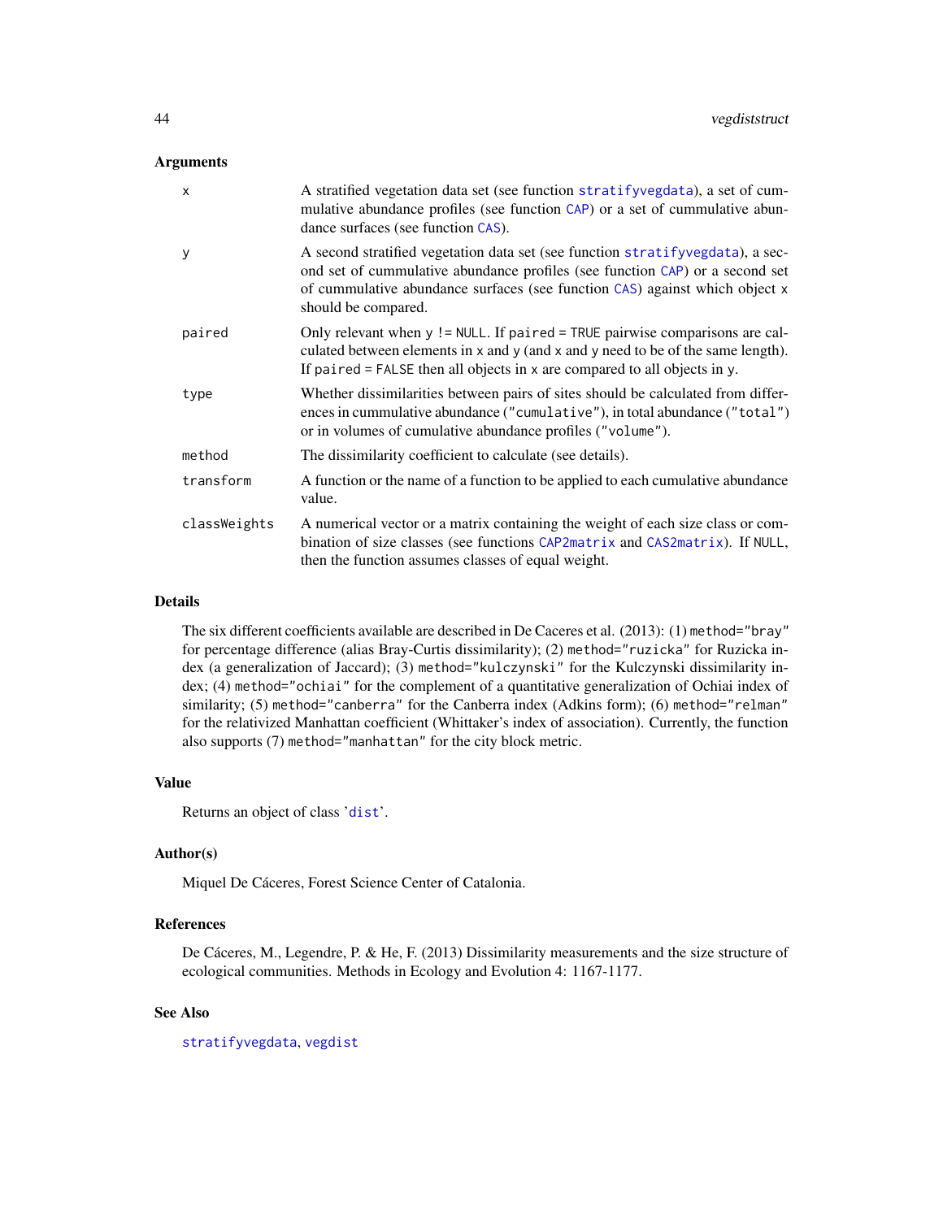## Arguments

| | |
|---|---|
| `x` | A stratified vegetation data set (see function `stratifyvegdata`), a set of cummulative abundance profiles (see function `CAP`) or a set of cummulative abundance surfaces (see function `CAS`). |
| `y` | A second stratified vegetation data set (see function `stratifyvegdata`), a second set of cummulative abundance profiles (see function `CAP`) or a second set of cummulative abundance surfaces (see function `CAS`) against which object `x` should be compared. |
| `paired` | Only relevant when `y != NULL`. If `paired = TRUE` pairwise comparisons are calculated between elements in `x` and `y` (and `x` and `y` need to be of the same length). If `paired = FALSE` then all objects in `x` are compared to all objects in `y`. |
| `type` | Whether dissimilarities between pairs of sites should be calculated from differences in cummulative abundance (`"cumulative"`), in total abundance (`"total"`) or in volumes of cumulative abundance profiles (`"volume"`). |
| `method` | The dissimilarity coefficient to calculate (see details). |
| `transform` | A function or the name of a function to be applied to each cumulative abundance value. |
| `classWeights` | A numerical vector or a matrix containing the weight of each size class or combination of size classes (see functions `CAP2matrix` and `CAS2matrix`). If `NULL`, then the function assumes classes of equal weight. |

## Details

The six different coefficients available are described in De Caceres et al. (2013): (1) `method="bray"` for percentage difference (alias Bray-Curtis dissimilarity); (2) `method="ruzicka"` for Ruzicka index (a generalization of Jaccard); (3) `method="kulczynski"` for the Kulczynski dissimilarity index; (4) `method="ochiai"` for the complement of a quantitative generalization of Ochiai index of similarity; (5) `method="canberra"` for the Canberra index (Adkins form); (6) `method="relman"` for the relativized Manhattan coefficient (Whittaker's index of association). Currently, the function also supports (7) `method="manhattan"` for the city block metric.

## Value

Returns an object of class '`dist`'.

## Author(s)

Miquel De Cáceres, Forest Science Center of Catalonia.

## References

De Cáceres, M., Legendre, P. & He, F. (2013) Dissimilarity measurements and the size structure of ecological communities. Methods in Ecology and Evolution 4: 1167-1177.

## See Also

`stratifyvegdata`, `vegdist`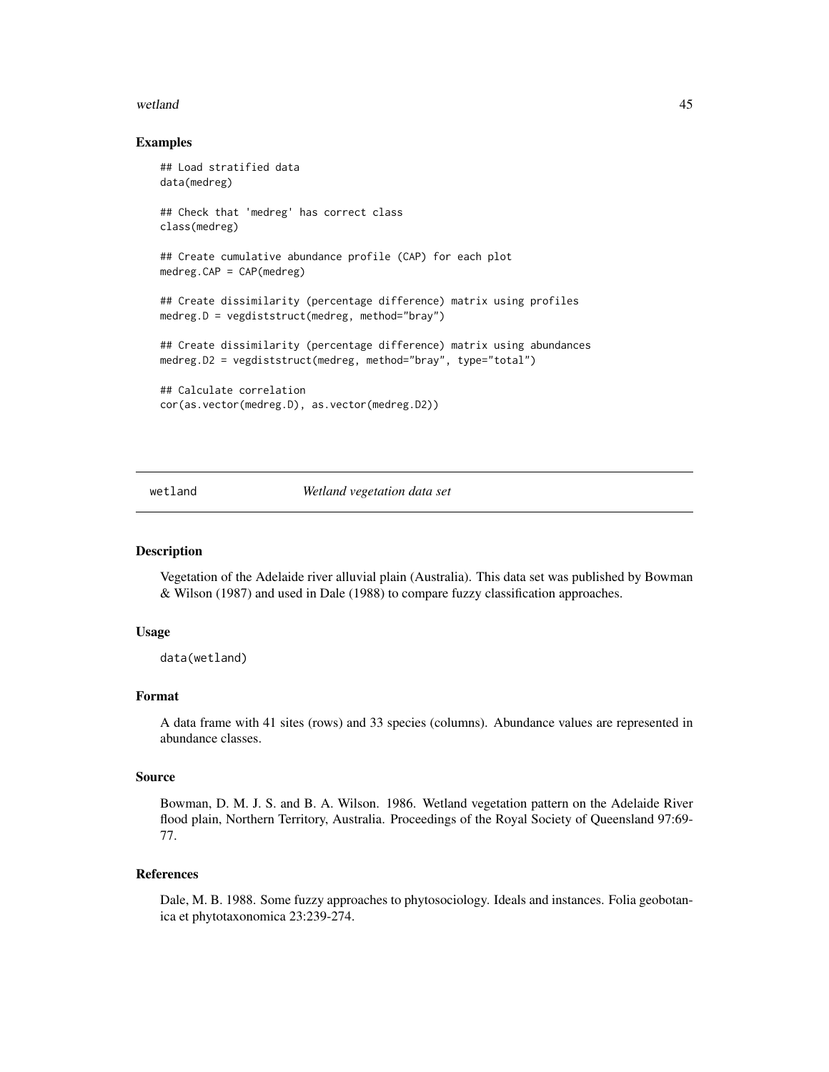### Examples

```
## Load stratified data
data(medreg)

## Check that 'medreg' has correct class
class(medreg)

## Create cumulative abundance profile (CAP) for each plot
medreg.CAP = CAP(medreg)

## Create dissimilarity (percentage difference) matrix using profiles
medreg.D = vegdiststruct(medreg, method="bray")

## Create dissimilarity (percentage difference) matrix using abundances
medreg.D2 = vegdiststruct(medreg, method="bray", type="total")

## Calculate correlation
cor(as.vector(medreg.D), as.vector(medreg.D2))
```

---

## wetland *Wetland vegetation data set*

### Description

Vegetation of the Adelaide river alluvial plain (Australia). This data set was published by Bowman & Wilson (1987) and used in Dale (1988) to compare fuzzy classification approaches.

### Usage

```
data(wetland)
```

### Format

A data frame with 41 sites (rows) and 33 species (columns). Abundance values are represented in abundance classes.

### Source

Bowman, D. M. J. S. and B. A. Wilson. 1986. Wetland vegetation pattern on the Adelaide River flood plain, Northern Territory, Australia. Proceedings of the Royal Society of Queensland 97:69-77.

### References

Dale, M. B. 1988. Some fuzzy approaches to phytosociology. Ideals and instances. Folia geobotanica et phytotaxonomica 23:239-274.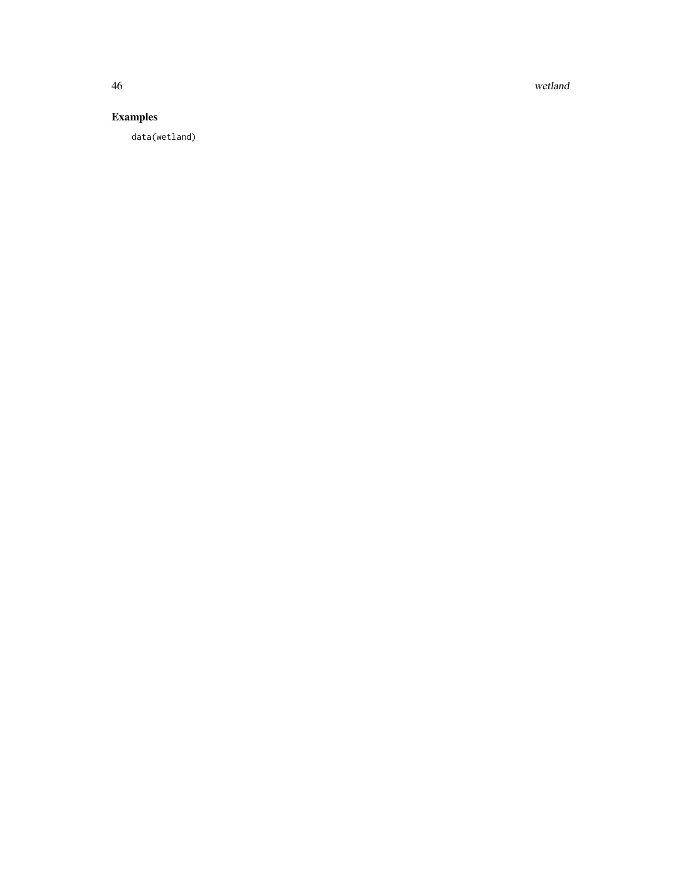## Examples

```
data(wetland)
```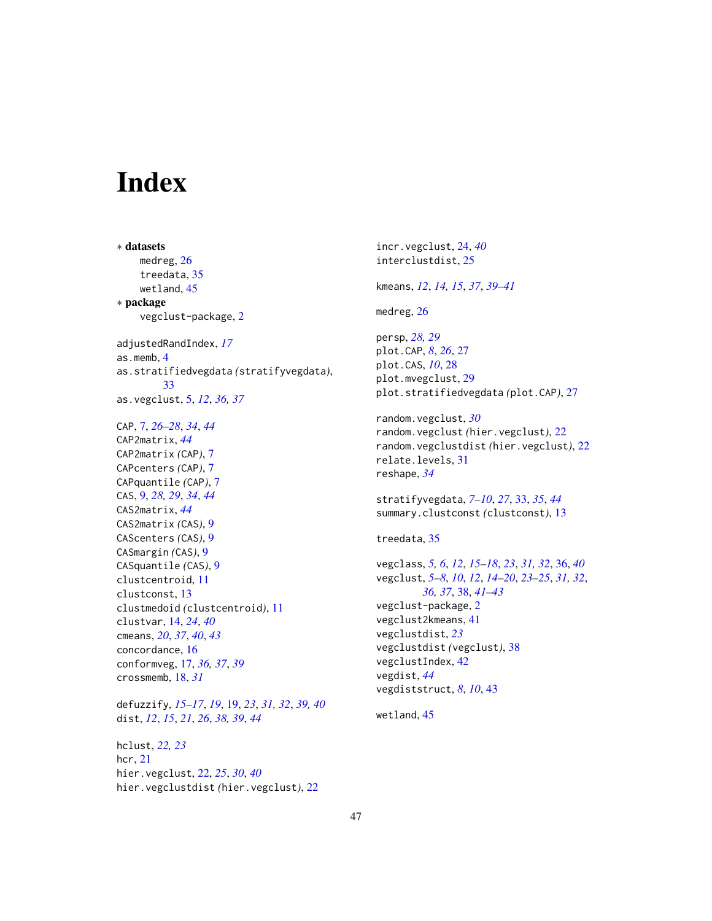# Index

∗ **datasets**
- medreg, 26
- treedata, 35
- wetland, 45

∗ **package**
- vegclust-package, 2

adjustedRandIndex, *17*
as.memb, 4
as.stratifiedvegdata *(stratifyvegdata)*, 33
as.vegclust, 5, *12*, *36, 37*

CAP, 7, *26–28*, *34*, *44*
CAP2matrix, *44*
CAP2matrix *(CAP)*, 7
CAPcenters *(CAP)*, 7
CAPquantile *(CAP)*, 7
CAS, 9, *28, 29*, *34*, *44*
CAS2matrix, *44*
CAS2matrix *(CAS)*, 9
CAScenters *(CAS)*, 9
CASmargin *(CAS)*, 9
CASquantile *(CAS)*, 9
clustcentroid, 11
clustconst, 13
clustmedoid *(clustcentroid)*, 11
clustvar, 14, *24*, *40*
cmeans, *20*, *37*, *40*, *43*
concordance, 16
conformveg, 17, *36, 37*, *39*
crossmemb, 18, *31*

defuzzify, *15–17*, *19*, 19, *23*, *31, 32*, *39, 40*
dist, *12*, *15*, *21*, *26*, *38*, *39*, *44*

hclust, *22, 23*
hcr, 21
hier.vegclust, 22, *25*, *30*, *40*
hier.vegclustdist *(hier.vegclust)*, 22

incr.vegclust, 24, *40*
interclustdist, 25

kmeans, *12*, *14, 15*, *37*, *39–41*

medreg, 26

persp, *28, 29*
plot.CAP, *8*, *26*, 27
plot.CAS, *10*, 28
plot.mvegclust, 29
plot.stratifiedvegdata *(plot.CAP)*, 27

random.vegclust, *30*
random.vegclust *(hier.vegclust)*, 22
random.vegclustdist *(hier.vegclust)*, 22
relate.levels, 31
reshape, *34*

stratifyvegdata, *7–10*, *27*, 33, *35*, *44*
summary.clustconst *(clustconst)*, 13

treedata, 35

vegclass, *5, 6*, *12*, *15–18*, *23*, *31, 32*, 36, *40*
vegclust, *5–8*, *10*, *12*, *14–20*, *23–25*, *31, 32*, *36, 37*, 38, *41–43*
vegclust-package, 2
vegclust2kmeans, 41
vegclustdist, *23*
vegclustdist *(vegclust)*, 38
vegclustIndex, 42
vegdist, *44*
vegdiststruct, *8*, *10*, 43

wetland, 45